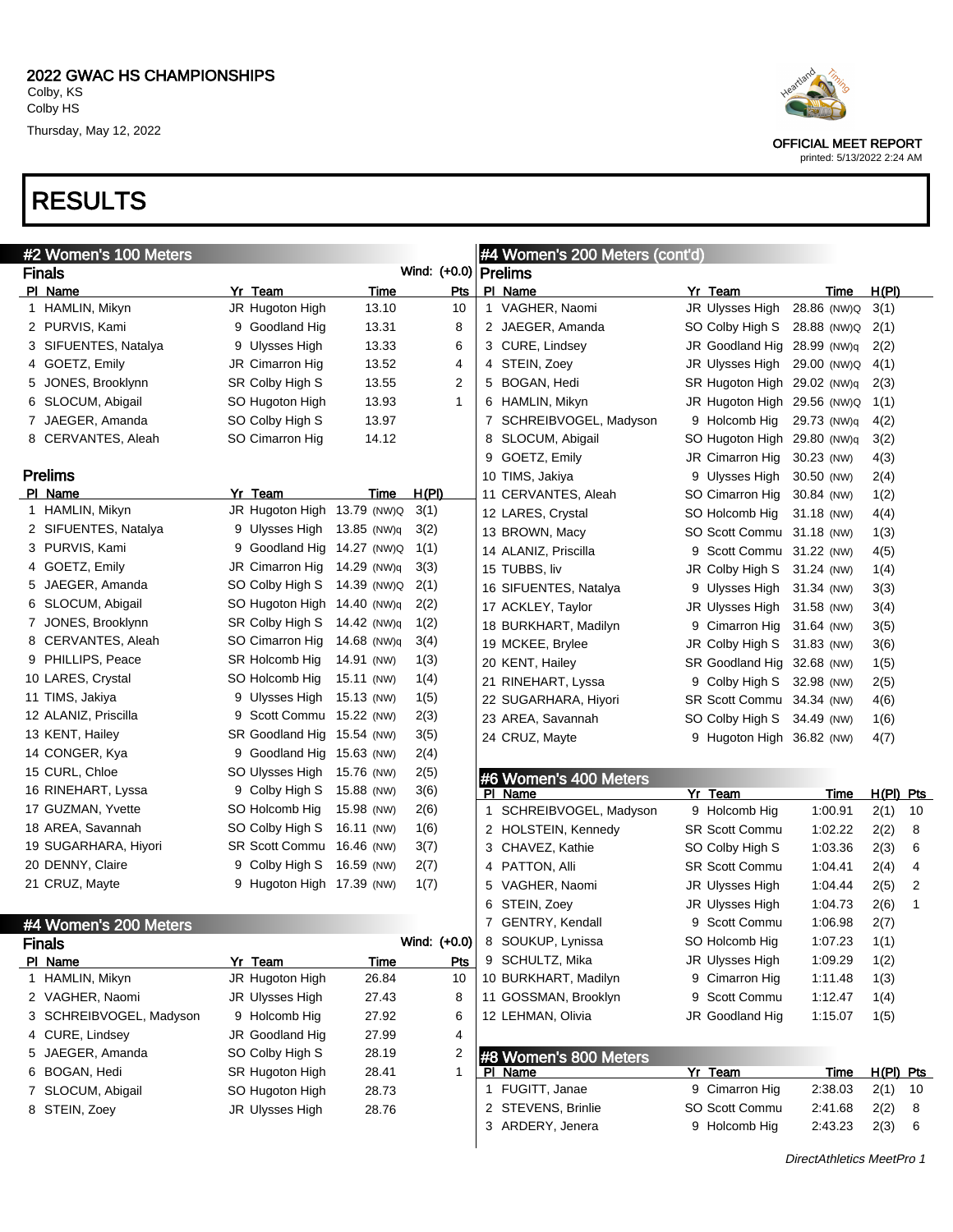# 2022 GWAC HS CHAMPIONSHIPS

Colby, KS
Colby HS
Thursday, May 12, 2022

OFFICIAL MEET REPORT
printed: 5/13/2022 2:24 AM

# RESULTS

## #2 Women's 100 Meters

### Finals

Wind: (+0.0)

| Pl | Name | Yr | Team | Time | Pts |
|---|---|---|---|---|---|
| 1 | HAMLIN, Mikyn | JR | Hugoton High | 13.10 | 10 |
| 2 | PURVIS, Kami | 9 | Goodland Hig | 13.31 | 8 |
| 3 | SIFUENTES, Natalya | 9 | Ulysses High | 13.33 | 6 |
| 4 | GOETZ, Emily | JR | Cimarron Hig | 13.52 | 4 |
| 5 | JONES, Brooklynn | SR | Colby High S | 13.55 | 2 |
| 6 | SLOCUM, Abigail | SO | Hugoton High | 13.93 | 1 |
| 7 | JAEGER, Amanda | SO | Colby High S | 13.97 | |
| 8 | CERVANTES, Aleah | SO | Cimarron Hig | 14.12 | |

### Prelims

| Pl | Name | Yr | Team | Time | H(Pl) |
|---|---|---|---|---|---|
| 1 | HAMLIN, Mikyn | JR | Hugoton High | 13.79 (NW)Q | 3(1) |
| 2 | SIFUENTES, Natalya | 9 | Ulysses High | 13.85 (NW)q | 3(2) |
| 3 | PURVIS, Kami | 9 | Goodland Hig | 14.27 (NW)Q | 1(1) |
| 4 | GOETZ, Emily | JR | Cimarron Hig | 14.29 (NW)q | 3(3) |
| 5 | JAEGER, Amanda | SO | Colby High S | 14.39 (NW)Q | 2(1) |
| 6 | SLOCUM, Abigail | SO | Hugoton High | 14.40 (NW)q | 2(2) |
| 7 | JONES, Brooklynn | SR | Colby High S | 14.42 (NW)q | 1(2) |
| 8 | CERVANTES, Aleah | SO | Cimarron Hig | 14.68 (NW)q | 3(4) |
| 9 | PHILLIPS, Peace | SR | Holcomb Hig | 14.91 (NW) | 1(3) |
| 10 | LARES, Crystal | SO | Holcomb Hig | 15.11 (NW) | 1(4) |
| 11 | TIMS, Jakiya | 9 | Ulysses High | 15.13 (NW) | 1(5) |
| 12 | ALANIZ, Priscilla | 9 | Scott Commu | 15.22 (NW) | 2(3) |
| 13 | KENT, Hailey | SR | Goodland Hig | 15.54 (NW) | 3(5) |
| 14 | CONGER, Kya | 9 | Goodland Hig | 15.63 (NW) | 2(4) |
| 15 | CURL, Chloe | SO | Ulysses High | 15.76 (NW) | 2(5) |
| 16 | RINEHART, Lyssa | 9 | Colby High S | 15.88 (NW) | 3(6) |
| 17 | GUZMAN, Yvette | SO | Holcomb Hig | 15.98 (NW) | 2(6) |
| 18 | AREA, Savannah | SO | Colby High S | 16.11 (NW) | 1(6) |
| 19 | SUGARHARA, Hiyori | SR | Scott Commu | 16.46 (NW) | 3(7) |
| 20 | DENNY, Claire | 9 | Colby High S | 16.59 (NW) | 2(7) |
| 21 | CRUZ, Mayte | 9 | Hugoton High | 17.39 (NW) | 1(7) |

## #4 Women's 200 Meters

### Finals

Wind: (+0.0)

| Pl | Name | Yr | Team | Time | Pts |
|---|---|---|---|---|---|
| 1 | HAMLIN, Mikyn | JR | Hugoton High | 26.84 | 10 |
| 2 | VAGHER, Naomi | JR | Ulysses High | 27.43 | 8 |
| 3 | SCHREIBVOGEL, Madyson | 9 | Holcomb Hig | 27.92 | 6 |
| 4 | CURE, Lindsey | JR | Goodland Hig | 27.99 | 4 |
| 5 | JAEGER, Amanda | SO | Colby High S | 28.19 | 2 |
| 6 | BOGAN, Hedi | SR | Hugoton High | 28.41 | 1 |
| 7 | SLOCUM, Abigail | SO | Hugoton High | 28.73 | |
| 8 | STEIN, Zoey | JR | Ulysses High | 28.76 | |

## #4 Women's 200 Meters (cont'd)

### Prelims

| Pl | Name | Yr | Team | Time | H(Pl) |
|---|---|---|---|---|---|
| 1 | VAGHER, Naomi | JR | Ulysses High | 28.86 (NW)Q | 3(1) |
| 2 | JAEGER, Amanda | SO | Colby High S | 28.88 (NW)Q | 2(1) |
| 3 | CURE, Lindsey | JR | Goodland Hig | 28.99 (NW)q | 2(2) |
| 4 | STEIN, Zoey | JR | Ulysses High | 29.00 (NW)Q | 4(1) |
| 5 | BOGAN, Hedi | SR | Hugoton High | 29.02 (NW)q | 2(3) |
| 6 | HAMLIN, Mikyn | JR | Hugoton High | 29.56 (NW)Q | 1(1) |
| 7 | SCHREIBVOGEL, Madyson | 9 | Holcomb Hig | 29.73 (NW)q | 4(2) |
| 8 | SLOCUM, Abigail | SO | Hugoton High | 29.80 (NW)q | 3(2) |
| 9 | GOETZ, Emily | JR | Cimarron Hig | 30.23 (NW) | 4(3) |
| 10 | TIMS, Jakiya | 9 | Ulysses High | 30.50 (NW) | 2(4) |
| 11 | CERVANTES, Aleah | SO | Cimarron Hig | 30.84 (NW) | 1(2) |
| 12 | LARES, Crystal | SO | Holcomb Hig | 31.18 (NW) | 4(4) |
| 13 | BROWN, Macy | SO | Scott Commu | 31.18 (NW) | 1(3) |
| 14 | ALANIZ, Priscilla | 9 | Scott Commu | 31.22 (NW) | 4(5) |
| 15 | TUBBS, liv | JR | Colby High S | 31.24 (NW) | 1(4) |
| 16 | SIFUENTES, Natalya | 9 | Ulysses High | 31.34 (NW) | 3(3) |
| 17 | ACKLEY, Taylor | JR | Ulysses High | 31.58 (NW) | 3(4) |
| 18 | BURKHART, Madilyn | 9 | Cimarron Hig | 31.64 (NW) | 3(5) |
| 19 | MCKEE, Brylee | JR | Colby High S | 31.83 (NW) | 3(6) |
| 20 | KENT, Hailey | SR | Goodland Hig | 32.68 (NW) | 1(5) |
| 21 | RINEHART, Lyssa | 9 | Colby High S | 32.98 (NW) | 2(5) |
| 22 | SUGARHARA, Hiyori | SR | Scott Commu | 34.34 (NW) | 4(6) |
| 23 | AREA, Savannah | SO | Colby High S | 34.49 (NW) | 1(6) |
| 24 | CRUZ, Mayte | 9 | Hugoton High | 36.82 (NW) | 4(7) |

## #6 Women's 400 Meters

| Pl | Name | Yr | Team | Time | H(Pl) | Pts |
|---|---|---|---|---|---|---|
| 1 | SCHREIBVOGEL, Madyson | 9 | Holcomb Hig | 1:00.91 | 2(1) | 10 |
| 2 | HOLSTEIN, Kennedy | SR | Scott Commu | 1:02.22 | 2(2) | 8 |
| 3 | CHAVEZ, Kathie | SO | Colby High S | 1:03.36 | 2(3) | 6 |
| 4 | PATTON, Alli | SR | Scott Commu | 1:04.41 | 2(4) | 4 |
| 5 | VAGHER, Naomi | JR | Ulysses High | 1:04.44 | 2(5) | 2 |
| 6 | STEIN, Zoey | JR | Ulysses High | 1:04.73 | 2(6) | 1 |
| 7 | GENTRY, Kendall | 9 | Scott Commu | 1:06.98 | 2(7) | |
| 8 | SOUKUP, Lynissa | SO | Holcomb Hig | 1:07.23 | 1(1) | |
| 9 | SCHULTZ, Mika | JR | Ulysses High | 1:09.29 | 1(2) | |
| 10 | BURKHART, Madilyn | 9 | Cimarron Hig | 1:11.48 | 1(3) | |
| 11 | GOSSMAN, Brooklyn | 9 | Scott Commu | 1:12.47 | 1(4) | |
| 12 | LEHMAN, Olivia | JR | Goodland Hig | 1:15.07 | 1(5) | |

## #8 Women's 800 Meters

| Pl | Name | Yr | Team | Time | H(Pl) | Pts |
|---|---|---|---|---|---|---|
| 1 | FUGITT, Janae | 9 | Cimarron Hig | 2:38.03 | 2(1) | 10 |
| 2 | STEVENS, Brinlie | SO | Scott Commu | 2:41.68 | 2(2) | 8 |
| 3 | ARDERY, Jenera | 9 | Holcomb Hig | 2:43.23 | 2(3) | 6 |

*DirectAthletics MeetPro 1*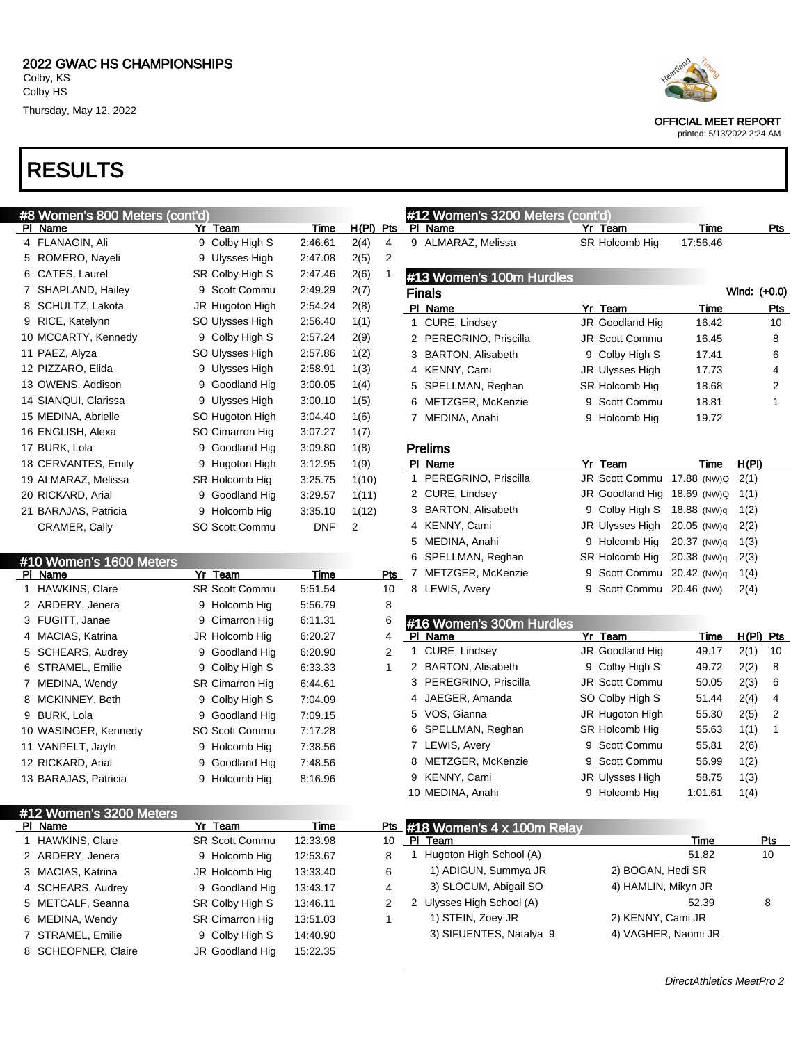# 2022 GWAC HS CHAMPIONSHIPS

Colby, KS
Colby HS
Thursday, May 12, 2022

OFFICIAL MEET REPORT
printed: 5/13/2022 2:24 AM

# RESULTS

## #8 Women's 800 Meters (cont'd)

| Pl | Name | Yr | Team | Time | H(Pl) | Pts |
|---|---|---|---|---|---|---|
| 4 | FLANAGIN, Ali | 9 | Colby High S | 2:46.61 | 2(4) | 4 |
| 5 | ROMERO, Nayeli | 9 | Ulysses High | 2:47.08 | 2(5) | 2 |
| 6 | CATES, Laurel | SR | Colby High S | 2:47.46 | 2(6) | 1 |
| 7 | SHAPLAND, Hailey | 9 | Scott Commu | 2:49.29 | 2(7) | |
| 8 | SCHULTZ, Lakota | JR | Hugoton High | 2:54.24 | 2(8) | |
| 9 | RICE, Katelynn | SO | Ulysses High | 2:56.40 | 1(1) | |
| 10 | MCCARTY, Kennedy | 9 | Colby High S | 2:57.24 | 2(9) | |
| 11 | PAEZ, Alyza | SO | Ulysses High | 2:57.86 | 1(2) | |
| 12 | PIZZARO, Elida | 9 | Ulysses High | 2:58.91 | 1(3) | |
| 13 | OWENS, Addison | 9 | Goodland Hig | 3:00.05 | 1(4) | |
| 14 | SIANQUI, Clarissa | 9 | Ulysses High | 3:00.10 | 1(5) | |
| 15 | MEDINA, Abrielle | SO | Hugoton High | 3:04.40 | 1(6) | |
| 16 | ENGLISH, Alexa | SO | Cimarron Hig | 3:07.27 | 1(7) | |
| 17 | BURK, Lola | 9 | Goodland Hig | 3:09.80 | 1(8) | |
| 18 | CERVANTES, Emily | 9 | Hugoton High | 3:12.95 | 1(9) | |
| 19 | ALMARAZ, Melissa | SR | Holcomb Hig | 3:25.75 | 1(10) | |
| 20 | RICKARD, Arial | 9 | Goodland Hig | 3:29.57 | 1(11) | |
| 21 | BARAJAS, Patricia | 9 | Holcomb Hig | 3:35.10 | 1(12) | |
| | CRAMER, Cally | SO | Scott Commu | DNF | 2 | |

## #10 Women's 1600 Meters

| Pl | Name | Yr | Team | Time | Pts |
|---|---|---|---|---|---|
| 1 | HAWKINS, Clare | SR | Scott Commu | 5:51.54 | 10 |
| 2 | ARDERY, Jenera | 9 | Holcomb Hig | 5:56.79 | 8 |
| 3 | FUGITT, Janae | 9 | Cimarron Hig | 6:11.31 | 6 |
| 4 | MACIAS, Katrina | JR | Holcomb Hig | 6:20.27 | 4 |
| 5 | SCHEARS, Audrey | 9 | Goodland Hig | 6:20.90 | 2 |
| 6 | STRAMEL, Emilie | 9 | Colby High S | 6:33.33 | 1 |
| 7 | MEDINA, Wendy | SR | Cimarron Hig | 6:44.61 | |
| 8 | MCKINNEY, Beth | 9 | Colby High S | 7:04.09 | |
| 9 | BURK, Lola | 9 | Goodland Hig | 7:09.15 | |
| 10 | WASINGER, Kennedy | SO | Scott Commu | 7:17.28 | |
| 11 | VANPELT, Jayln | 9 | Holcomb Hig | 7:38.56 | |
| 12 | RICKARD, Arial | 9 | Goodland Hig | 7:48.56 | |
| 13 | BARAJAS, Patricia | 9 | Holcomb Hig | 8:16.96 | |

## #12 Women's 3200 Meters

| Pl | Name | Yr | Team | Time | Pts |
|---|---|---|---|---|---|
| 1 | HAWKINS, Clare | SR | Scott Commu | 12:33.98 | 10 |
| 2 | ARDERY, Jenera | 9 | Holcomb Hig | 12:53.67 | 8 |
| 3 | MACIAS, Katrina | JR | Holcomb Hig | 13:33.40 | 6 |
| 4 | SCHEARS, Audrey | 9 | Goodland Hig | 13:43.17 | 4 |
| 5 | METCALF, Seanna | SR | Colby High S | 13:46.11 | 2 |
| 6 | MEDINA, Wendy | SR | Cimarron Hig | 13:51.03 | 1 |
| 7 | STRAMEL, Emilie | 9 | Colby High S | 14:40.90 | |
| 8 | SCHEOPNER, Claire | JR | Goodland Hig | 15:22.35 | |
| 9 | ALMARAZ, Melissa | SR | Holcomb Hig | 17:56.46 | |

## #13 Women's 100m Hurdles

### Finals

Wind: (+0.0)

| Pl | Name | Yr | Team | Time | Pts |
|---|---|---|---|---|---|
| 1 | CURE, Lindsey | JR | Goodland Hig | 16.42 | 10 |
| 2 | PEREGRINO, Priscilla | JR | Scott Commu | 16.45 | 8 |
| 3 | BARTON, Alisabeth | 9 | Colby High S | 17.41 | 6 |
| 4 | KENNY, Cami | JR | Ulysses High | 17.73 | 4 |
| 5 | SPELLMAN, Reghan | SR | Holcomb Hig | 18.68 | 2 |
| 6 | METZGER, McKenzie | 9 | Scott Commu | 18.81 | 1 |
| 7 | MEDINA, Anahi | 9 | Holcomb Hig | 19.72 | |

### Prelims

| Pl | Name | Yr | Team | Time | H(Pl) |
|---|---|---|---|---|---|
| 1 | PEREGRINO, Priscilla | JR | Scott Commu | 17.88 (NW)Q | 2(1) |
| 2 | CURE, Lindsey | JR | Goodland Hig | 18.69 (NW)Q | 1(1) |
| 3 | BARTON, Alisabeth | 9 | Colby High S | 18.88 (NW)q | 1(2) |
| 4 | KENNY, Cami | JR | Ulysses High | 20.05 (NW)q | 2(2) |
| 5 | MEDINA, Anahi | 9 | Holcomb Hig | 20.37 (NW)q | 1(3) |
| 6 | SPELLMAN, Reghan | SR | Holcomb Hig | 20.38 (NW)q | 2(3) |
| 7 | METZGER, McKenzie | 9 | Scott Commu | 20.42 (NW)q | 1(4) |
| 8 | LEWIS, Avery | 9 | Scott Commu | 20.46 (NW) | 2(4) |

## #16 Women's 300m Hurdles

| Pl | Name | Yr | Team | Time | H(Pl) | Pts |
|---|---|---|---|---|---|---|
| 1 | CURE, Lindsey | JR | Goodland Hig | 49.17 | 2(1) | 10 |
| 2 | BARTON, Alisabeth | 9 | Colby High S | 49.72 | 2(2) | 8 |
| 3 | PEREGRINO, Priscilla | JR | Scott Commu | 50.05 | 2(3) | 6 |
| 4 | JAEGER, Amanda | SO | Colby High S | 51.44 | 2(4) | 4 |
| 5 | VOS, Gianna | JR | Hugoton High | 55.30 | 2(5) | 2 |
| 6 | SPELLMAN, Reghan | SR | Holcomb Hig | 55.63 | 1(1) | 1 |
| 7 | LEWIS, Avery | 9 | Scott Commu | 55.81 | 2(6) | |
| 8 | METZGER, McKenzie | 9 | Scott Commu | 56.99 | 1(2) | |
| 9 | KENNY, Cami | JR | Ulysses High | 58.75 | 1(3) | |
| 10 | MEDINA, Anahi | 9 | Holcomb Hig | 1:01.61 | 1(4) | |

## #18 Women's 4 x 100m Relay

| Pl | Team | Time | Pts |
|---|---|---|---|
| 1 | Hugoton High School (A) | 51.82 | 10 |
| | 1) ADIGUN, Summya JR; 2) BOGAN, Hedi SR; 3) SLOCUM, Abigail SO; 4) HAMLIN, Mikyn JR | | |
| 2 | Ulysses High School (A) | 52.39 | 8 |
| | 1) STEIN, Zoey JR; 2) KENNY, Cami JR; 3) SIFUENTES, Natalya 9; 4) VAGHER, Naomi JR | | |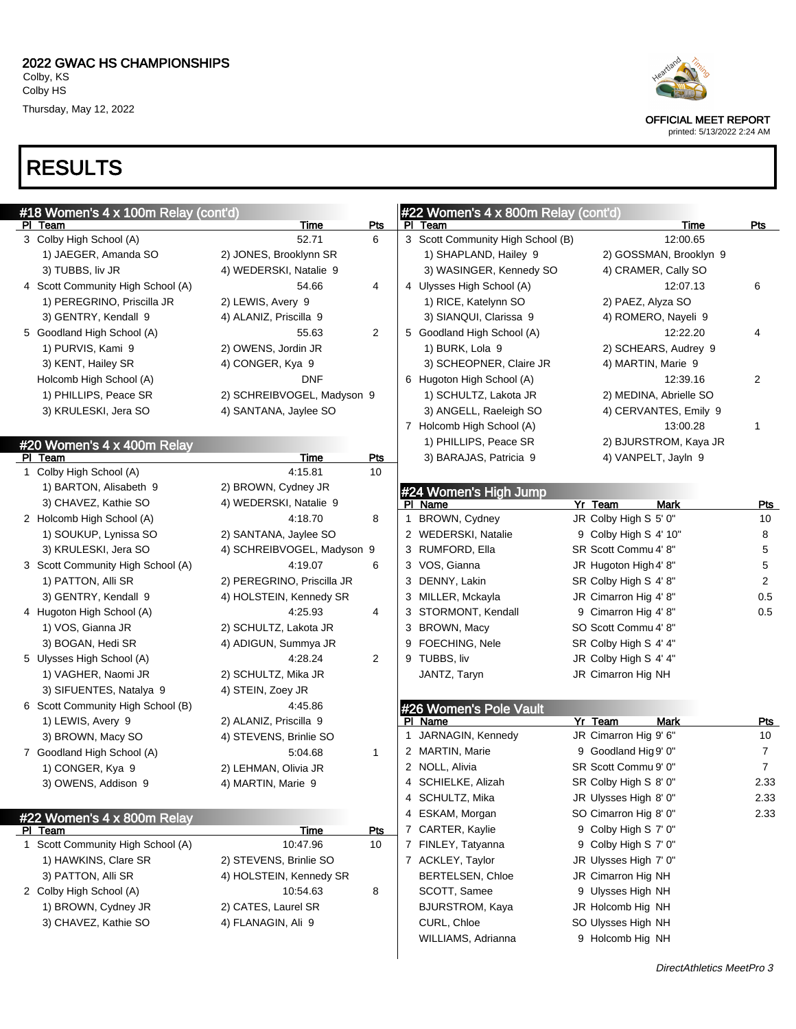## 2022 GWAC HS CHAMPIONSHIPS

Colby, KS
Colby HS
Thursday, May 12, 2022

OFFICIAL MEET REPORT
printed: 5/13/2022 2:24 AM

# RESULTS

### #18 Women's 4 x 100m Relay (cont'd)

| Pl | Team | Time | Pts |
|---|---|---|---|
| 3 | Colby High School (A) | 52.71 | 6 |
| | 1) JAEGER, Amanda SO; 2) JONES, Brooklynn SR; 3) TUBBS, liv JR; 4) WEDERSKI, Natalie 9 | | |
| 4 | Scott Community High School (A) | 54.66 | 4 |
| | 1) PEREGRINO, Priscilla JR; 2) LEWIS, Avery 9; 3) GENTRY, Kendall 9; 4) ALANIZ, Priscilla 9 | | |
| 5 | Goodland High School (A) | 55.63 | 2 |
| | 1) PURVIS, Kami 9; 2) OWENS, Jordin JR; 3) KENT, Hailey SR; 4) CONGER, Kya 9 | | |
| | Holcomb High School (A) | DNF | |
| | 1) PHILLIPS, Peace SR; 2) SCHREIBVOGEL, Madyson 9; 3) KRULESKI, Jera SO; 4) SANTANA, Jaylee SO | | |

### #20 Women's 4 x 400m Relay

| Pl | Team | Time | Pts |
|---|---|---|---|
| 1 | Colby High School (A) | 4:15.81 | 10 |
| | 1) BARTON, Alisabeth 9; 2) BROWN, Cydney JR; 3) CHAVEZ, Kathie SO; 4) WEDERSKI, Natalie 9 | | |
| 2 | Holcomb High School (A) | 4:18.70 | 8 |
| | 1) SOUKUP, Lynissa SO; 2) SANTANA, Jaylee SO; 3) KRULESKI, Jera SO; 4) SCHREIBVOGEL, Madyson 9 | | |
| 3 | Scott Community High School (A) | 4:19.07 | 6 |
| | 1) PATTON, Alli SR; 2) PEREGRINO, Priscilla JR; 3) GENTRY, Kendall 9; 4) HOLSTEIN, Kennedy SR | | |
| 4 | Hugoton High School (A) | 4:25.93 | 4 |
| | 1) VOS, Gianna JR; 2) SCHULTZ, Lakota JR; 3) BOGAN, Hedi SR; 4) ADIGUN, Summya JR | | |
| 5 | Ulysses High School (A) | 4:28.24 | 2 |
| | 1) VAGHER, Naomi JR; 2) SCHULTZ, Mika JR; 3) SIFUENTES, Natalya 9; 4) STEIN, Zoey JR | | |
| 6 | Scott Community High School (B) | 4:45.86 | |
| | 1) LEWIS, Avery 9; 2) ALANIZ, Priscilla 9; 3) BROWN, Macy SO; 4) STEVENS, Brinlie SO | | |
| 7 | Goodland High School (A) | 5:04.68 | 1 |
| | 1) CONGER, Kya 9; 2) LEHMAN, Olivia JR; 3) OWENS, Addison 9; 4) MARTIN, Marie 9 | | |

### #22 Women's 4 x 800m Relay

| Pl | Team | Time | Pts |
|---|---|---|---|
| 1 | Scott Community High School (A) | 10:47.96 | 10 |
| | 1) HAWKINS, Clare SR; 2) STEVENS, Brinlie SO; 3) PATTON, Alli SR; 4) HOLSTEIN, Kennedy SR | | |
| 2 | Colby High School (A) | 10:54.63 | 8 |
| | 1) BROWN, Cydney JR; 2) CATES, Laurel SR; 3) CHAVEZ, Kathie SO; 4) FLANAGIN, Ali 9 | | |
| 3 | Scott Community High School (B) | 12:00.65 | |
| | 1) SHAPLAND, Hailey 9; 2) GOSSMAN, Brooklyn 9; 3) WASINGER, Kennedy SO; 4) CRAMER, Cally SO | | |
| 4 | Ulysses High School (A) | 12:07.13 | 6 |
| | 1) RICE, Katelynn SO; 2) PAEZ, Alyza SO; 3) SIANQUI, Clarissa 9; 4) ROMERO, Nayeli 9 | | |
| 5 | Goodland High School (A) | 12:22.20 | 4 |
| | 1) BURK, Lola 9; 2) SCHEARS, Audrey 9; 3) SCHEOPNER, Claire JR; 4) MARTIN, Marie 9 | | |
| 6 | Hugoton High School (A) | 12:39.16 | 2 |
| | 1) SCHULTZ, Lakota JR; 2) MEDINA, Abrielle SO; 3) ANGELL, Raeleigh SO; 4) CERVANTES, Emily 9 | | |
| 7 | Holcomb High School (A) | 13:00.28 | 1 |
| | 1) PHILLIPS, Peace SR; 2) BJURSTROM, Kaya JR; 3) BARAJAS, Patricia 9; 4) VANPELT, Jayln 9 | | |

### #24 Women's High Jump

| Pl | Name | Yr | Team | Mark | Pts |
|---|---|---|---|---|---|
| 1 | BROWN, Cydney | JR | Colby High S | 5' 0" | 10 |
| 2 | WEDERSKI, Natalie | 9 | Colby High S | 4' 10" | 8 |
| 3 | RUMFORD, Ella | SR | Scott Commu | 4' 8" | 5 |
| 3 | VOS, Gianna | JR | Hugoton High | 4' 8" | 5 |
| 3 | DENNY, Lakin | SR | Colby High S | 4' 8" | 2 |
| 3 | MILLER, Mckayla | JR | Cimarron Hig | 4' 8" | 0.5 |
| 3 | STORMONT, Kendall | 9 | Cimarron Hig | 4' 8" | 0.5 |
| 3 | BROWN, Macy | SO | Scott Commu | 4' 8" | |
| 9 | FOECHING, Nele | SR | Colby High S | 4' 4" | |
| 9 | TUBBS, liv | JR | Colby High S | 4' 4" | |
| | JANTZ, Taryn | JR | Cimarron Hig | NH | |

### #26 Women's Pole Vault

| Pl | Name | Yr | Team | Mark | Pts |
|---|---|---|---|---|---|
| 1 | JARNAGIN, Kennedy | JR | Cimarron Hig | 9' 6" | 10 |
| 2 | MARTIN, Marie | 9 | Goodland Hig | 9' 0" | 7 |
| 2 | NOLL, Alivia | SR | Scott Commu | 9' 0" | 7 |
| 4 | SCHIELKE, Alizah | SR | Colby High S | 8' 0" | 2.33 |
| 4 | SCHULTZ, Mika | JR | Ulysses High | 8' 0" | 2.33 |
| 4 | ESKAM, Morgan | SO | Cimarron Hig | 8' 0" | 2.33 |
| 7 | CARTER, Kaylie | 9 | Colby High S | 7' 0" | |
| 7 | FINLEY, Tatyanna | 9 | Colby High S | 7' 0" | |
| 7 | ACKLEY, Taylor | JR | Ulysses High | 7' 0" | |
| | BERTELSEN, Chloe | JR | Cimarron Hig | NH | |
| | SCOTT, Samee | 9 | Ulysses High | NH | |
| | BJURSTROM, Kaya | JR | Holcomb High | NH | |
| | CURL, Chloe | SO | Ulysses High | NH | |
| | WILLIAMS, Adrianna | 9 | Holcomb Hig | NH | |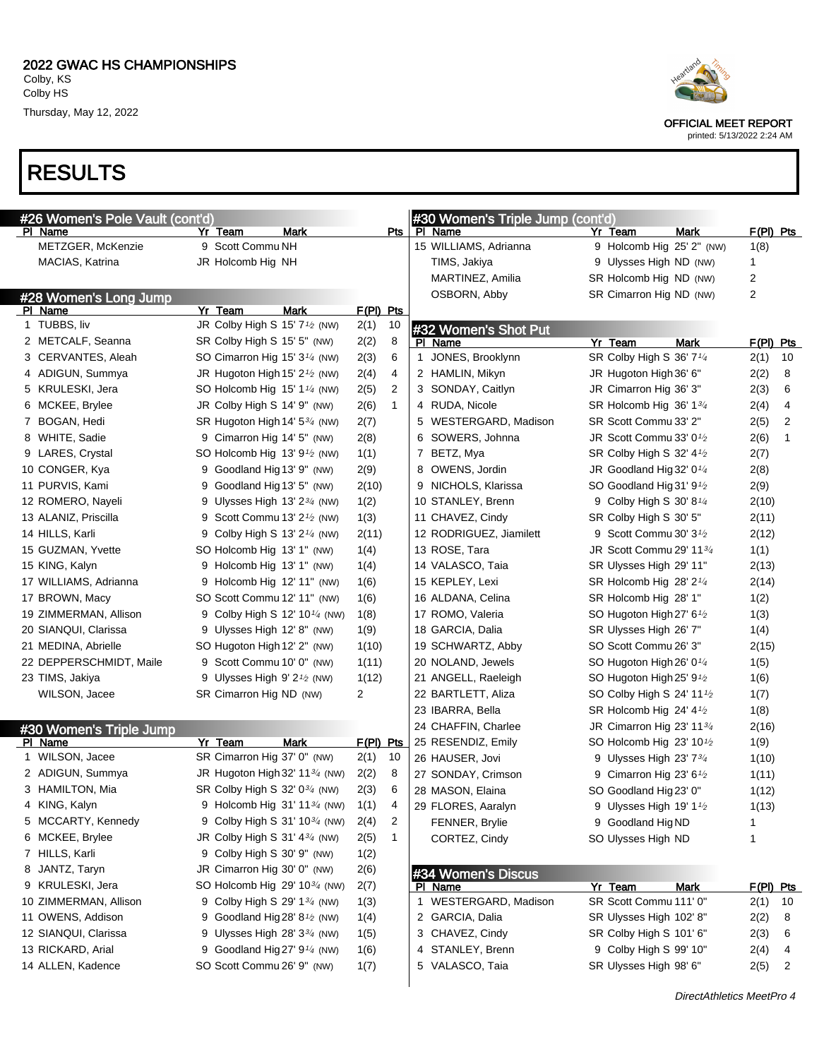# 2022 GWAC HS CHAMPIONSHIPS

Colby, KS
Colby HS
Thursday, May 12, 2022

OFFICIAL MEET REPORT
printed: 5/13/2022 2:24 AM

# RESULTS

## #26 Women's Pole Vault (cont'd)

| Pl | Name | Yr | Team | Mark | Pts |
|---|---|---|---|---|---|
| | METZGER, McKenzie | 9 | Scott Commu | NH | |
| | MACIAS, Katrina | JR | Holcomb Hig | NH | |

## #28 Women's Long Jump

| Pl | Name | Yr | Team | Mark | F(Pl) | Pts |
|---|---|---|---|---|---|---|
| 1 | TUBBS, liv | JR | Colby High S | 15' 7½ (NW) | 2(1) | 10 |
| 2 | METCALF, Seanna | SR | Colby High S | 15' 5" (NW) | 2(2) | 8 |
| 3 | CERVANTES, Aleah | SO | Cimarron Hig | 15' 3¼ (NW) | 2(3) | 6 |
| 4 | ADIGUN, Summya | JR | Hugoton High | 15' 2½ (NW) | 2(4) | 4 |
| 5 | KRULESKI, Jera | SO | Holcomb Hig | 15' 1¼ (NW) | 2(5) | 2 |
| 6 | MCKEE, Brylee | JR | Colby High S | 14' 9" (NW) | 2(6) | 1 |
| 7 | BOGAN, Hedi | SR | Hugoton High | 14' 5¾ (NW) | 2(7) | |
| 8 | WHITE, Sadie | 9 | Cimarron Hig | 14' 5" (NW) | 2(8) | |
| 9 | LARES, Crystal | SO | Holcomb Hig | 13' 9½ (NW) | 1(1) | |
| 10 | CONGER, Kya | 9 | Goodland Hig | 13' 9" (NW) | 2(9) | |
| 11 | PURVIS, Kami | 9 | Goodland Hig | 13' 5" (NW) | 2(10) | |
| 12 | ROMERO, Nayeli | 9 | Ulysses High | 13' 2¾ (NW) | 1(2) | |
| 13 | ALANIZ, Priscilla | 9 | Scott Commu | 13' 2½ (NW) | 1(3) | |
| 14 | HILLS, Karli | 9 | Colby High S | 13' 2¼ (NW) | 2(11) | |
| 15 | GUZMAN, Yvette | SO | Holcomb Hig | 13' 1" (NW) | 1(4) | |
| 15 | KING, Kalyn | 9 | Holcomb Hig | 13' 1" (NW) | 1(4) | |
| 17 | WILLIAMS, Adrianna | 9 | Holcomb Hig | 12' 11" (NW) | 1(6) | |
| 17 | BROWN, Macy | SO | Scott Commu | 12' 11" (NW) | 1(6) | |
| 19 | ZIMMERMAN, Allison | 9 | Colby High S | 12' 10¼ (NW) | 1(8) | |
| 20 | SIANQUI, Clarissa | 9 | Ulysses High | 12' 8" (NW) | 1(9) | |
| 21 | MEDINA, Abrielle | SO | Hugoton High | 12' 2" (NW) | 1(10) | |
| 22 | DEPPERSCHMIDT, Maile | 9 | Scott Commu | 10' 0" (NW) | 1(11) | |
| 23 | TIMS, Jakiya | 9 | Ulysses High | 9' 2½ (NW) | 1(12) | |
| | WILSON, Jacee | SR | Cimarron Hig | ND (NW) | 2 | |

## #30 Women's Triple Jump

| Pl | Name | Yr | Team | Mark | F(Pl) | Pts |
|---|---|---|---|---|---|---|
| 1 | WILSON, Jacee | SR | Cimarron Hig | 37' 0" (NW) | 2(1) | 10 |
| 2 | ADIGUN, Summya | JR | Hugoton High | 32' 11¾ (NW) | 2(2) | 8 |
| 3 | HAMILTON, Mia | SR | Colby High S | 32' 0¾ (NW) | 2(3) | 6 |
| 4 | KING, Kalyn | 9 | Holcomb Hig | 31' 11¾ (NW) | 1(1) | 4 |
| 5 | MCCARTY, Kennedy | 9 | Colby High S | 31' 10¾ (NW) | 2(4) | 2 |
| 6 | MCKEE, Brylee | JR | Colby High S | 31' 4¾ (NW) | 2(5) | 1 |
| 7 | HILLS, Karli | 9 | Colby High S | 30' 9" (NW) | 1(2) | |
| 8 | JANTZ, Taryn | JR | Cimarron Hig | 30' 0" (NW) | 2(6) | |
| 9 | KRULESKI, Jera | SO | Holcomb Hig | 29' 10¾ (NW) | 2(7) | |
| 10 | ZIMMERMAN, Allison | 9 | Colby High S | 29' 1¾ (NW) | 1(3) | |
| 11 | OWENS, Addison | 9 | Goodland Hig | 28' 8½ (NW) | 1(4) | |
| 12 | SIANQUI, Clarissa | 9 | Ulysses High | 28' 3¾ (NW) | 1(5) | |
| 13 | RICKARD, Arial | 9 | Goodland Hig | 27' 9¼ (NW) | 1(6) | |
| 14 | ALLEN, Kadence | SO | Scott Commu | 26' 9" (NW) | 1(7) | |
| 15 | WILLIAMS, Adrianna | 9 | Holcomb Hig | 25' 2" (NW) | 1(8) | |
| | TIMS, Jakiya | 9 | Ulysses High | ND (NW) | 1 | |
| | MARTINEZ, Amilia | SR | Holcomb Hig | ND (NW) | 2 | |
| | OSBORN, Abby | SR | Cimarron Hig | ND (NW) | 2 | |

## #32 Women's Shot Put

| Pl | Name | Yr | Team | Mark | F(Pl) | Pts |
|---|---|---|---|---|---|---|
| 1 | JONES, Brooklynn | SR | Colby High S | 36' 7¼ | 2(1) | 10 |
| 2 | HAMLIN, Mikyn | JR | Hugoton High | 36' 6" | 2(2) | 8 |
| 3 | SONDAY, Caitlyn | JR | Cimarron Hig | 36' 3" | 2(3) | 6 |
| 4 | RUDA, Nicole | SR | Holcomb Hig | 36' 1¾ | 2(4) | 4 |
| 5 | WESTERGARD, Madison | SR | Scott Commu | 33' 2" | 2(5) | 2 |
| 6 | SOWERS, Johnna | JR | Scott Commu | 33' 0½ | 2(6) | 1 |
| 7 | BETZ, Mya | SR | Colby High S | 32' 4½ | 2(7) | |
| 8 | OWENS, Jordin | JR | Goodland Hig | 32' 0¼ | 2(8) | |
| 9 | NICHOLS, Klarissa | SO | Goodland Hig | 31' 9½ | 2(9) | |
| 10 | STANLEY, Brenn | 9 | Colby High S | 30' 8¼ | 2(10) | |
| 11 | CHAVEZ, Cindy | SR | Colby High S | 30' 5" | 2(11) | |
| 12 | RODRIGUEZ, Jiamilett | 9 | Scott Commu | 30' 3½ | 2(12) | |
| 13 | ROSE, Tara | JR | Scott Commu | 29' 11¾ | 1(1) | |
| 14 | VALASCO, Taia | SR | Ulysses High | 29' 11" | 2(13) | |
| 15 | KEPLEY, Lexi | SR | Holcomb Hig | 28' 2¼ | 2(14) | |
| 16 | ALDANA, Celina | SR | Holcomb Hig | 28' 1" | 1(2) | |
| 17 | ROMO, Valeria | SO | Hugoton High | 27' 6½ | 1(3) | |
| 18 | GARCIA, Dalia | SR | Ulysses High | 26' 7" | 1(4) | |
| 19 | SCHWARTZ, Abby | SO | Scott Commu | 26' 3" | 2(15) | |
| 20 | NOLAND, Jewels | SO | Hugoton High | 26' 0¼ | 1(5) | |
| 21 | ANGELL, Raeleigh | SO | Hugoton High | 25' 9½ | 1(6) | |
| 22 | BARTLETT, Aliza | SO | Colby High S | 24' 11½ | 1(7) | |
| 23 | IBARRA, Bella | SR | Holcomb Hig | 24' 4½ | 1(8) | |
| 24 | CHAFFIN, Charlee | JR | Cimarron Hig | 23' 11¾ | 2(16) | |
| 25 | RESENDIZ, Emily | SO | Holcomb Hig | 23' 10½ | 1(9) | |
| 26 | HAUSER, Jovi | 9 | Ulysses High | 23' 7¾ | 1(10) | |
| 27 | SONDAY, Crimson | 9 | Cimarron Hig | 23' 6½ | 1(11) | |
| 28 | MASON, Elaina | SO | Goodland Hig | 23' 0" | 1(12) | |
| 29 | FLORES, Aaralyn | 9 | Ulysses High | 19' 1½ | 1(13) | |
| | FENNER, Brylie | 9 | Goodland Hig | ND | 1 | |
| | CORTEZ, Cindy | SO | Ulysses High | ND | 1 | |

## #34 Women's Discus

| Pl | Name | Yr | Team | Mark | F(Pl) | Pts |
|---|---|---|---|---|---|---|
| 1 | WESTERGARD, Madison | SR | Scott Commu | 111' 0" | 2(1) | 10 |
| 2 | GARCIA, Dalia | SR | Ulysses High | 102' 8" | 2(2) | 8 |
| 3 | CHAVEZ, Cindy | SR | Colby High S | 101' 6" | 2(3) | 6 |
| 4 | STANLEY, Brenn | 9 | Colby High S | 99' 10" | 2(4) | 4 |
| 5 | VALASCO, Taia | SR | Ulysses High | 98' 6" | 2(5) | 2 |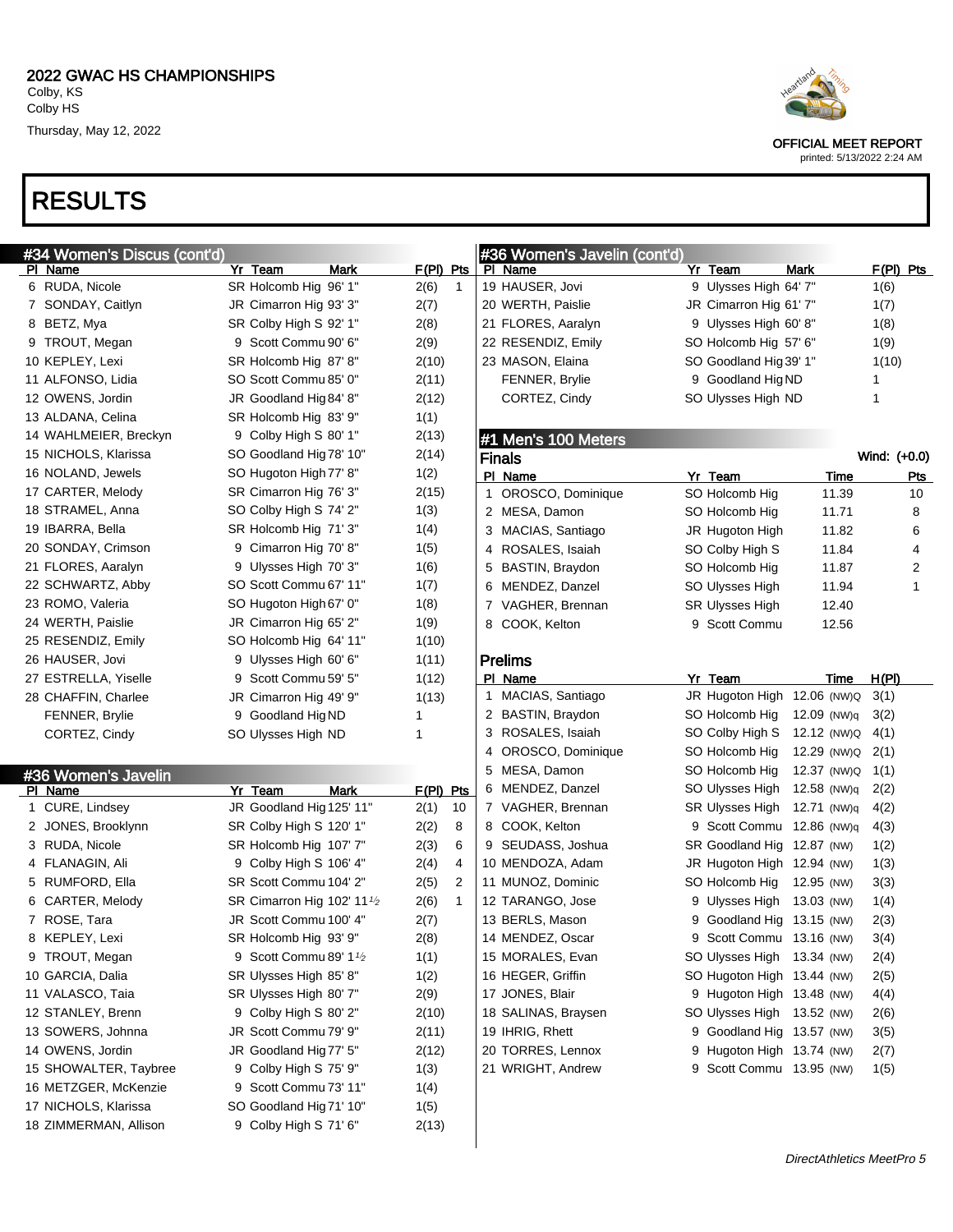# 2022 GWAC HS CHAMPIONSHIPS

Colby, KS
Colby HS
Thursday, May 12, 2022

OFFICIAL MEET REPORT
printed: 5/13/2022 2:24 AM

# RESULTS

## #34 Women's Discus (cont'd)

| Pl | Name | Yr | Team | Mark | F(Pl) | Pts |
|---|---|---|---|---|---|---|
| 6 | RUDA, Nicole | SR | Holcomb Hig | 96' 1" | 2(6) | 1 |
| 7 | SONDAY, Caitlyn | JR | Cimarron Hig | 93' 3" | 2(7) | |
| 8 | BETZ, Mya | SR | Colby High S | 92' 1" | 2(8) | |
| 9 | TROUT, Megan | 9 | Scott Commu | 90' 6" | 2(9) | |
| 10 | KEPLEY, Lexi | SR | Holcomb Hig | 87' 8" | 2(10) | |
| 11 | ALFONSO, Lidia | SO | Scott Commu | 85' 0" | 2(11) | |
| 12 | OWENS, Jordin | JR | Goodland Hig | 84' 8" | 2(12) | |
| 13 | ALDANA, Celina | SR | Holcomb Hig | 83' 9" | 1(1) | |
| 14 | WAHLMEIER, Breckyn | 9 | Colby High S | 80' 1" | 2(13) | |
| 15 | NICHOLS, Klarissa | SO | Goodland Hig | 78' 10" | 2(14) | |
| 16 | NOLAND, Jewels | SO | Hugoton High | 77' 8" | 1(2) | |
| 17 | CARTER, Melody | SR | Cimarron Hig | 76' 3" | 2(15) | |
| 18 | STRAMEL, Anna | SO | Colby High S | 74' 2" | 1(3) | |
| 19 | IBARRA, Bella | SR | Holcomb Hig | 71' 3" | 1(4) | |
| 20 | SONDAY, Crimson | 9 | Cimarron Hig | 70' 8" | 1(5) | |
| 21 | FLORES, Aaralyn | 9 | Ulysses High | 70' 3" | 1(6) | |
| 22 | SCHWARTZ, Abby | SO | Scott Commu | 67' 11" | 1(7) | |
| 23 | ROMO, Valeria | SO | Hugoton High | 67' 0" | 1(8) | |
| 24 | WERTH, Paislie | JR | Cimarron Hig | 65' 2" | 1(9) | |
| 25 | RESENDIZ, Emily | SO | Holcomb Hig | 64' 11" | 1(10) | |
| 26 | HAUSER, Jovi | 9 | Ulysses High | 60' 6" | 1(11) | |
| 27 | ESTRELLA, Yiselle | 9 | Scott Commu | 59' 5" | 1(12) | |
| 28 | CHAFFIN, Charlee | JR | Cimarron Hig | 49' 9" | 1(13) | |
| | FENNER, Brylie | 9 | Goodland Hig | ND | 1 | |
| | CORTEZ, Cindy | SO | Ulysses High | ND | 1 | |

## #36 Women's Javelin

| Pl | Name | Yr | Team | Mark | F(Pl) | Pts |
|---|---|---|---|---|---|---|
| 1 | CURE, Lindsey | JR | Goodland Hig | 125' 11" | 2(1) | 10 |
| 2 | JONES, Brooklynn | SR | Colby High S | 120' 1" | 2(2) | 8 |
| 3 | RUDA, Nicole | SR | Holcomb Hig | 107' 7" | 2(3) | 6 |
| 4 | FLANAGIN, Ali | 9 | Colby High S | 106' 4" | 2(4) | 4 |
| 5 | RUMFORD, Ella | SR | Scott Commu | 104' 2" | 2(5) | 2 |
| 6 | CARTER, Melody | SR | Cimarron Hig | 102' 11½ | 2(6) | 1 |
| 7 | ROSE, Tara | JR | Scott Commu | 100' 4" | 2(7) | |
| 8 | KEPLEY, Lexi | SR | Holcomb Hig | 93' 9" | 2(8) | |
| 9 | TROUT, Megan | 9 | Scott Commu | 89' 1½ | 1(1) | |
| 10 | GARCIA, Dalia | SR | Ulysses High | 85' 8" | 1(2) | |
| 11 | VALASCO, Taia | SR | Ulysses High | 80' 7" | 2(9) | |
| 12 | STANLEY, Brenn | 9 | Colby High S | 80' 2" | 2(10) | |
| 13 | SOWERS, Johnna | JR | Scott Commu | 79' 9" | 2(11) | |
| 14 | OWENS, Jordin | JR | Goodland Hig | 77' 5" | 2(12) | |
| 15 | SHOWALTER, Taybree | 9 | Colby High S | 75' 9" | 1(3) | |
| 16 | METZGER, McKenzie | 9 | Scott Commu | 73' 11" | 1(4) | |
| 17 | NICHOLS, Klarissa | SO | Goodland Hig | 71' 10" | 1(5) | |
| 18 | ZIMMERMAN, Allison | 9 | Colby High S | 71' 6" | 2(13) | |
| 19 | HAUSER, Jovi | 9 | Ulysses High | 64' 7" | 1(6) | |
| 20 | WERTH, Paislie | JR | Cimarron Hig | 61' 7" | 1(7) | |
| 21 | FLORES, Aaralyn | 9 | Ulysses High | 60' 8" | 1(8) | |
| 22 | RESENDIZ, Emily | SO | Holcomb Hig | 57' 6" | 1(9) | |
| 23 | MASON, Elaina | SO | Goodland Hig | 39' 1" | 1(10) | |
| | FENNER, Brylie | 9 | Goodland Hig | ND | 1 | |
| | CORTEZ, Cindy | SO | Ulysses High | ND | 1 | |

## #1 Men's 100 Meters

### Finals

Wind: (+0.0)

| Pl | Name | Yr | Team | Time | Pts |
|---|---|---|---|---|---|
| 1 | OROSCO, Dominique | SO | Holcomb Hig | 11.39 | 10 |
| 2 | MESA, Damon | SO | Holcomb Hig | 11.71 | 8 |
| 3 | MACIAS, Santiago | JR | Hugoton High | 11.82 | 6 |
| 4 | ROSALES, Isaiah | SO | Colby High S | 11.84 | 4 |
| 5 | BASTIN, Braydon | SO | Holcomb Hig | 11.87 | 2 |
| 6 | MENDEZ, Danzel | SO | Ulysses High | 11.94 | 1 |
| 7 | VAGHER, Brennan | SR | Ulysses High | 12.40 | |
| 8 | COOK, Kelton | 9 | Scott Commu | 12.56 | |

### Prelims

| Pl | Name | Yr | Team | Time | H(Pl) |
|---|---|---|---|---|---|
| 1 | MACIAS, Santiago | JR | Hugoton High | 12.06 (NW)Q | 3(1) |
| 2 | BASTIN, Braydon | SO | Holcomb Hig | 12.09 (NW)q | 3(2) |
| 3 | ROSALES, Isaiah | SO | Colby High S | 12.12 (NW)Q | 4(1) |
| 4 | OROSCO, Dominique | SO | Holcomb Hig | 12.29 (NW)Q | 2(1) |
| 5 | MESA, Damon | SO | Holcomb Hig | 12.37 (NW)Q | 1(1) |
| 6 | MENDEZ, Danzel | SO | Ulysses High | 12.58 (NW)q | 2(2) |
| 7 | VAGHER, Brennan | SR | Ulysses High | 12.71 (NW)q | 4(2) |
| 8 | COOK, Kelton | 9 | Scott Commu | 12.86 (NW)q | 4(3) |
| 9 | SEUDASS, Joshua | SR | Goodland Hig | 12.87 (NW) | 1(2) |
| 10 | MENDOZA, Adam | JR | Hugoton High | 12.94 (NW) | 1(3) |
| 11 | MUNOZ, Dominic | SO | Holcomb Hig | 12.95 (NW) | 3(3) |
| 12 | TARANGO, Jose | 9 | Ulysses High | 13.03 (NW) | 1(4) |
| 13 | BERLS, Mason | 9 | Goodland Hig | 13.15 (NW) | 2(3) |
| 14 | MENDEZ, Oscar | 9 | Scott Commu | 13.16 (NW) | 3(4) |
| 15 | MORALES, Evan | SO | Ulysses High | 13.34 (NW) | 2(4) |
| 16 | HEGER, Griffin | SO | Hugoton High | 13.44 (NW) | 2(5) |
| 17 | JONES, Blair | 9 | Hugoton High | 13.48 (NW) | 4(4) |
| 18 | SALINAS, Braysen | SO | Ulysses High | 13.52 (NW) | 2(6) |
| 19 | IHRIG, Rhett | 9 | Goodland Hig | 13.57 (NW) | 3(5) |
| 20 | TORRES, Lennox | 9 | Hugoton High | 13.74 (NW) | 2(7) |
| 21 | WRIGHT, Andrew | 9 | Scott Commu | 13.95 (NW) | 1(5) |

DirectAthletics MeetPro 5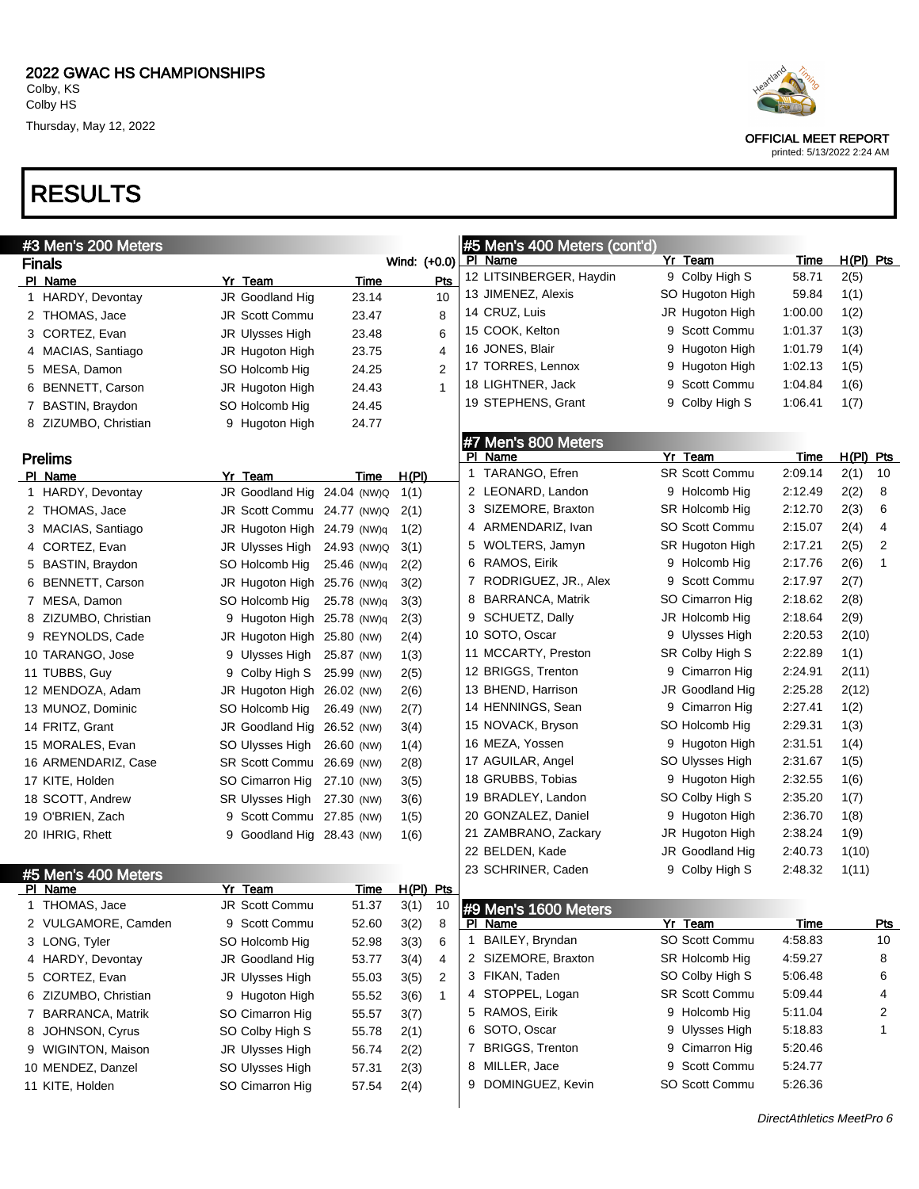# 2022 GWAC HS CHAMPIONSHIPS

Colby, KS
Colby HS
Thursday, May 12, 2022

OFFICIAL MEET REPORT
printed: 5/13/2022 2:24 AM

# RESULTS

## #3 Men's 200 Meters

### Finals

Wind: (+0.0)

| Pl | Name | Yr | Team | Time | Pts |
|---|---|---|---|---|---|
| 1 | HARDY, Devontay | JR | Goodland Hig | 23.14 | 10 |
| 2 | THOMAS, Jace | JR | Scott Commu | 23.47 | 8 |
| 3 | CORTEZ, Evan | JR | Ulysses High | 23.48 | 6 |
| 4 | MACIAS, Santiago | JR | Hugoton High | 23.75 | 4 |
| 5 | MESA, Damon | SO | Holcomb Hig | 24.25 | 2 |
| 6 | BENNETT, Carson | JR | Hugoton High | 24.43 | 1 |
| 7 | BASTIN, Braydon | SO | Holcomb Hig | 24.45 | |
| 8 | ZIZUMBO, Christian | 9 | Hugoton High | 24.77 | |

### Prelims

| Pl | Name | Yr | Team | Time | H(Pl) |
|---|---|---|---|---|---|
| 1 | HARDY, Devontay | JR | Goodland Hig | 24.04 (NW)Q | 1(1) |
| 2 | THOMAS, Jace | JR | Scott Commu | 24.77 (NW)Q | 2(1) |
| 3 | MACIAS, Santiago | JR | Hugoton High | 24.79 (NW)q | 1(2) |
| 4 | CORTEZ, Evan | JR | Ulysses High | 24.93 (NW)Q | 3(1) |
| 5 | BASTIN, Braydon | SO | Holcomb Hig | 25.46 (NW)q | 2(2) |
| 6 | BENNETT, Carson | JR | Hugoton High | 25.76 (NW)q | 3(2) |
| 7 | MESA, Damon | SO | Holcomb Hig | 25.78 (NW)q | 3(3) |
| 8 | ZIZUMBO, Christian | 9 | Hugoton High | 25.78 (NW)q | 2(3) |
| 9 | REYNOLDS, Cade | JR | Hugoton High | 25.80 (NW) | 2(4) |
| 10 | TARANGO, Jose | 9 | Ulysses High | 25.87 (NW) | 1(3) |
| 11 | TUBBS, Guy | 9 | Colby High S | 25.99 (NW) | 2(5) |
| 12 | MENDOZA, Adam | JR | Hugoton High | 26.02 (NW) | 2(6) |
| 13 | MUNOZ, Dominic | SO | Holcomb Hig | 26.49 (NW) | 2(7) |
| 14 | FRITZ, Grant | JR | Goodland Hig | 26.52 (NW) | 3(4) |
| 15 | MORALES, Evan | SO | Ulysses High | 26.60 (NW) | 1(4) |
| 16 | ARMENDARIZ, Case | SR | Scott Commu | 26.69 (NW) | 2(8) |
| 17 | KITE, Holden | SO | Cimarron Hig | 27.10 (NW) | 3(5) |
| 18 | SCOTT, Andrew | SR | Ulysses High | 27.30 (NW) | 3(6) |
| 19 | O'BRIEN, Zach | 9 | Scott Commu | 27.85 (NW) | 1(5) |
| 20 | IHRIG, Rhett | 9 | Goodland Hig | 28.43 (NW) | 1(6) |

## #5 Men's 400 Meters

| Pl | Name | Yr | Team | Time | H(Pl) | Pts |
|---|---|---|---|---|---|---|
| 1 | THOMAS, Jace | JR | Scott Commu | 51.37 | 3(1) | 10 |
| 2 | VULGAMORE, Camden | 9 | Scott Commu | 52.60 | 3(2) | 8 |
| 3 | LONG, Tyler | SO | Holcomb Hig | 52.98 | 3(3) | 6 |
| 4 | HARDY, Devontay | JR | Goodland Hig | 53.77 | 3(4) | 4 |
| 5 | CORTEZ, Evan | JR | Ulysses High | 55.03 | 3(5) | 2 |
| 6 | ZIZUMBO, Christian | 9 | Hugoton High | 55.52 | 3(6) | 1 |
| 7 | BARRANCA, Matrik | SO | Cimarron Hig | 55.57 | 3(7) | |
| 8 | JOHNSON, Cyrus | SO | Colby High S | 55.78 | 2(1) | |
| 9 | WIGINTON, Maison | JR | Ulysses High | 56.74 | 2(2) | |
| 10 | MENDEZ, Danzel | SO | Ulysses High | 57.31 | 2(3) | |
| 11 | KITE, Holden | SO | Cimarron Hig | 57.54 | 2(4) | |
| 12 | LITSINBERGER, Haydin | 9 | Colby High S | 58.71 | 2(5) | |
| 13 | JIMENEZ, Alexis | SO | Hugoton High | 59.84 | 1(1) | |
| 14 | CRUZ, Luis | JR | Hugoton High | 1:00.00 | 1(2) | |
| 15 | COOK, Kelton | 9 | Scott Commu | 1:01.37 | 1(3) | |
| 16 | JONES, Blair | 9 | Hugoton High | 1:01.79 | 1(4) | |
| 17 | TORRES, Lennox | 9 | Hugoton High | 1:02.13 | 1(5) | |
| 18 | LIGHTNER, Jack | 9 | Scott Commu | 1:04.84 | 1(6) | |
| 19 | STEPHENS, Grant | 9 | Colby High S | 1:06.41 | 1(7) | |

## #7 Men's 800 Meters

| Pl | Name | Yr | Team | Time | H(Pl) | Pts |
|---|---|---|---|---|---|---|
| 1 | TARANGO, Efren | SR | Scott Commu | 2:09.14 | 2(1) | 10 |
| 2 | LEONARD, Landon | 9 | Holcomb Hig | 2:12.49 | 2(2) | 8 |
| 3 | SIZEMORE, Braxton | SR | Holcomb Hig | 2:12.70 | 2(3) | 6 |
| 4 | ARMENDARIZ, Ivan | SO | Scott Commu | 2:15.07 | 2(4) | 4 |
| 5 | WOLTERS, Jamyn | SR | Hugoton High | 2:17.21 | 2(5) | 2 |
| 6 | RAMOS, Eirik | 9 | Holcomb Hig | 2:17.76 | 2(6) | 1 |
| 7 | RODRIGUEZ, JR., Alex | 9 | Scott Commu | 2:17.97 | 2(7) | |
| 8 | BARRANCA, Matrik | SO | Cimarron Hig | 2:18.62 | 2(8) | |
| 9 | SCHUETZ, Dally | JR | Holcomb Hig | 2:18.64 | 2(9) | |
| 10 | SOTO, Oscar | 9 | Ulysses High | 2:20.53 | 2(10) | |
| 11 | MCCARTY, Preston | SR | Colby High S | 2:22.89 | 1(1) | |
| 12 | BRIGGS, Trenton | 9 | Cimarron Hig | 2:24.91 | 2(11) | |
| 13 | BHEND, Harrison | JR | Goodland Hig | 2:25.28 | 2(12) | |
| 14 | HENNINGS, Sean | 9 | Cimarron Hig | 2:27.41 | 1(2) | |
| 15 | NOVACK, Bryson | SO | Holcomb Hig | 2:29.31 | 1(3) | |
| 16 | MEZA, Yossen | 9 | Hugoton High | 2:31.51 | 1(4) | |
| 17 | AGUILAR, Angel | SO | Ulysses High | 2:31.67 | 1(5) | |
| 18 | GRUBBS, Tobias | 9 | Hugoton High | 2:32.55 | 1(6) | |
| 19 | BRADLEY, Landon | SO | Colby High S | 2:35.20 | 1(7) | |
| 20 | GONZALEZ, Daniel | 9 | Hugoton High | 2:36.70 | 1(8) | |
| 21 | ZAMBRANO, Zackary | JR | Hugoton High | 2:38.24 | 1(9) | |
| 22 | BELDEN, Kade | JR | Goodland Hig | 2:40.73 | 1(10) | |
| 23 | SCHRINER, Caden | 9 | Colby High S | 2:48.32 | 1(11) | |

## #9 Men's 1600 Meters

| Pl | Name | Yr | Team | Time | Pts |
|---|---|---|---|---|---|
| 1 | BAILEY, Bryndan | SO | Scott Commu | 4:58.83 | 10 |
| 2 | SIZEMORE, Braxton | SR | Holcomb Hig | 4:59.27 | 8 |
| 3 | FIKAN, Taden | SO | Colby High S | 5:06.48 | 6 |
| 4 | STOPPEL, Logan | SR | Scott Commu | 5:09.44 | 4 |
| 5 | RAMOS, Eirik | 9 | Holcomb Hig | 5:11.04 | 2 |
| 6 | SOTO, Oscar | 9 | Ulysses High | 5:18.83 | 1 |
| 7 | BRIGGS, Trenton | 9 | Cimarron Hig | 5:20.46 | |
| 8 | MILLER, Jace | 9 | Scott Commu | 5:24.77 | |
| 9 | DOMINGUEZ, Kevin | SO | Scott Commu | 5:26.36 | |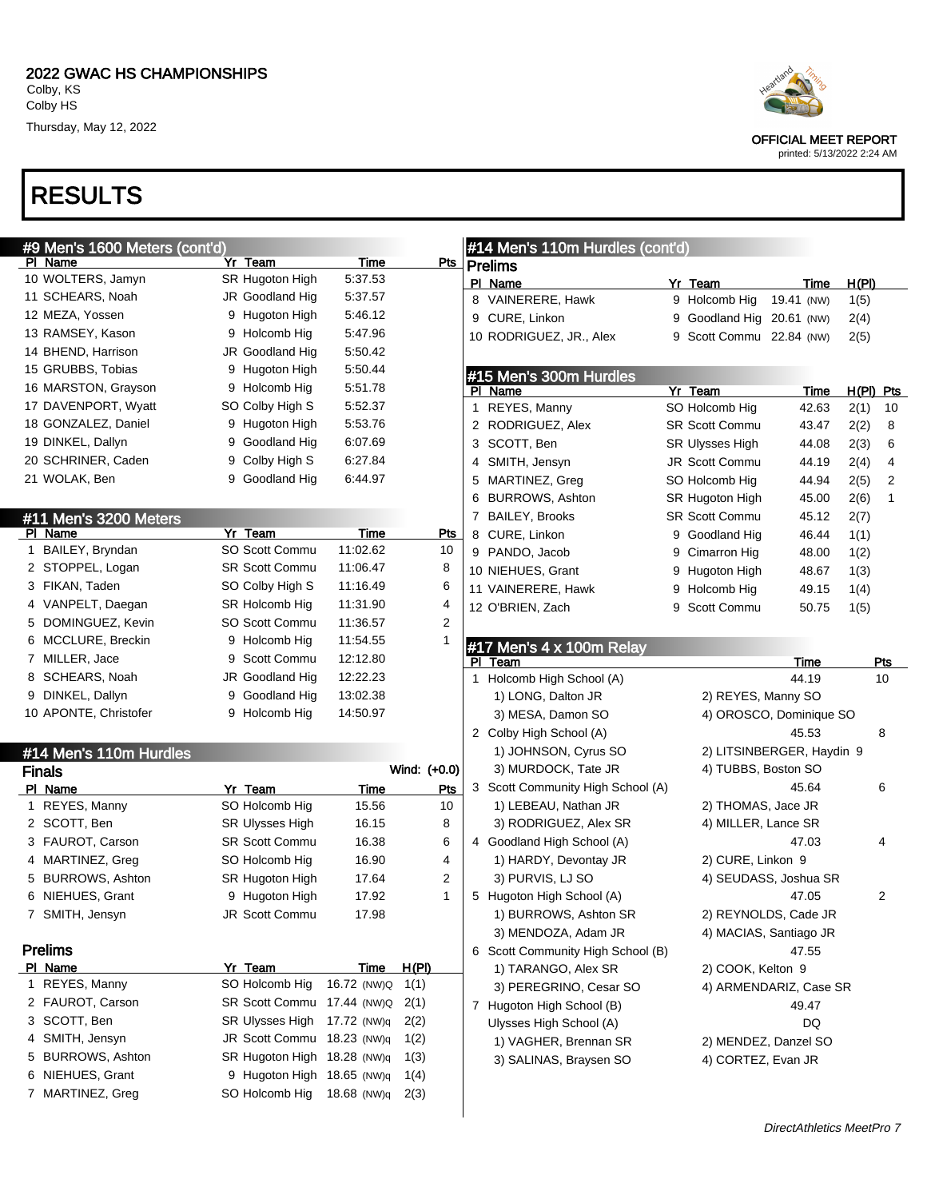2022 GWAC HS CHAMPIONSHIPS
Colby, KS
Colby HS
Thursday, May 12, 2022

OFFICIAL MEET REPORT
printed: 5/13/2022 2:24 AM

# RESULTS

## #9 Men's 1600 Meters (cont'd)

| Pl | Name | Yr | Team | Time | Pts |
|---|---|---|---|---|---|
| 10 | WOLTERS, Jamyn | SR | Hugoton High | 5:37.53 | |
| 11 | SCHEARS, Noah | JR | Goodland Hig | 5:37.57 | |
| 12 | MEZA, Yossen | 9 | Hugoton High | 5:46.12 | |
| 13 | RAMSEY, Kason | 9 | Holcomb Hig | 5:47.96 | |
| 14 | BHEND, Harrison | JR | Goodland Hig | 5:50.42 | |
| 15 | GRUBBS, Tobias | 9 | Hugoton High | 5:50.44 | |
| 16 | MARSTON, Grayson | 9 | Holcomb Hig | 5:51.78 | |
| 17 | DAVENPORT, Wyatt | SO | Colby High S | 5:52.37 | |
| 18 | GONZALEZ, Daniel | 9 | Hugoton High | 5:53.76 | |
| 19 | DINKEL, Dallyn | 9 | Goodland Hig | 6:07.69 | |
| 20 | SCHRINER, Caden | 9 | Colby High S | 6:27.84 | |
| 21 | WOLAK, Ben | 9 | Goodland Hig | 6:44.97 | |

## #11 Men's 3200 Meters

| Pl | Name | Yr | Team | Time | Pts |
|---|---|---|---|---|---|
| 1 | BAILEY, Bryndan | SO | Scott Commu | 11:02.62 | 10 |
| 2 | STOPPEL, Logan | SR | Scott Commu | 11:06.47 | 8 |
| 3 | FIKAN, Taden | SO | Colby High S | 11:16.49 | 6 |
| 4 | VANPELT, Daegan | SR | Holcomb Hig | 11:31.90 | 4 |
| 5 | DOMINGUEZ, Kevin | SO | Scott Commu | 11:36.57 | 2 |
| 6 | MCCLURE, Breckin | 9 | Holcomb Hig | 11:54.55 | 1 |
| 7 | MILLER, Jace | 9 | Scott Commu | 12:12.80 | |
| 8 | SCHEARS, Noah | JR | Goodland Hig | 12:22.23 | |
| 9 | DINKEL, Dallyn | 9 | Goodland Hig | 13:02.38 | |
| 10 | APONTE, Christofer | 9 | Holcomb Hig | 14:50.97 | |

## #14 Men's 110m Hurdles

### Finals

Wind: (+0.0)

| Pl | Name | Yr | Team | Time | Pts |
|---|---|---|---|---|---|
| 1 | REYES, Manny | SO | Holcomb Hig | 15.56 | 10 |
| 2 | SCOTT, Ben | SR | Ulysses High | 16.15 | 8 |
| 3 | FAUROT, Carson | SR | Scott Commu | 16.38 | 6 |
| 4 | MARTINEZ, Greg | SO | Holcomb Hig | 16.90 | 4 |
| 5 | BURROWS, Ashton | SR | Hugoton High | 17.64 | 2 |
| 6 | NIEHUES, Grant | 9 | Hugoton High | 17.92 | 1 |
| 7 | SMITH, Jensyn | JR | Scott Commu | 17.98 | |

### Prelims

| Pl | Name | Yr | Team | Time | H(Pl) |
|---|---|---|---|---|---|
| 1 | REYES, Manny | SO | Holcomb Hig | 16.72 (NW)Q | 1(1) |
| 2 | FAUROT, Carson | SR | Scott Commu | 17.44 (NW)Q | 2(1) |
| 3 | SCOTT, Ben | SR | Ulysses High | 17.72 (NW)q | 2(2) |
| 4 | SMITH, Jensyn | JR | Scott Commu | 18.23 (NW)q | 1(2) |
| 5 | BURROWS, Ashton | SR | Hugoton High | 18.28 (NW)q | 1(3) |
| 6 | NIEHUES, Grant | 9 | Hugoton High | 18.65 (NW)q | 1(4) |
| 7 | MARTINEZ, Greg | SO | Holcomb Hig | 18.68 (NW)q | 2(3) |

## #14 Men's 110m Hurdles (cont'd)

### Prelims

| Pl | Name | Yr | Team | Time | H(Pl) |
|---|---|---|---|---|---|
| 8 | VAINERERE, Hawk | 9 | Holcomb Hig | 19.41 (NW) | 1(5) |
| 9 | CURE, Linkon | 9 | Goodland Hig | 20.61 (NW) | 2(4) |
| 10 | RODRIGUEZ, JR., Alex | 9 | Scott Commu | 22.84 (NW) | 2(5) |

## #15 Men's 300m Hurdles

| Pl | Name | Yr | Team | Time | H(Pl) | Pts |
|---|---|---|---|---|---|---|
| 1 | REYES, Manny | SO | Holcomb Hig | 42.63 | 2(1) | 10 |
| 2 | RODRIGUEZ, Alex | SR | Scott Commu | 43.47 | 2(2) | 8 |
| 3 | SCOTT, Ben | SR | Ulysses High | 44.08 | 2(3) | 6 |
| 4 | SMITH, Jensyn | JR | Scott Commu | 44.19 | 2(4) | 4 |
| 5 | MARTINEZ, Greg | SO | Holcomb Hig | 44.94 | 2(5) | 2 |
| 6 | BURROWS, Ashton | SR | Hugoton High | 45.00 | 2(6) | 1 |
| 7 | BAILEY, Brooks | SR | Scott Commu | 45.12 | 2(7) | |
| 8 | CURE, Linkon | 9 | Goodland Hig | 46.44 | 1(1) | |
| 9 | PANDO, Jacob | 9 | Cimarron Hig | 48.00 | 1(2) | |
| 10 | NIEHUES, Grant | 9 | Hugoton High | 48.67 | 1(3) | |
| 11 | VAINERERE, Hawk | 9 | Holcomb Hig | 49.15 | 1(4) | |
| 12 | O'BRIEN, Zach | 9 | Scott Commu | 50.75 | 1(5) | |

## #17 Men's 4 x 100m Relay

| Pl | Team | Time | Pts |
|---|---|---|---|
| 1 | Holcomb High School (A) | 44.19 | 10 |
| | 1) LONG, Dalton JR; 2) REYES, Manny SO; 3) MESA, Damon SO; 4) OROSCO, Dominique SO | | |
| 2 | Colby High School (A) | 45.53 | 8 |
| | 1) JOHNSON, Cyrus SO; 2) LITSINBERGER, Haydin 9; 3) MURDOCK, Tate JR; 4) TUBBS, Boston SO | | |
| 3 | Scott Community High School (A) | 45.64 | 6 |
| | 1) LEBEAU, Nathan JR; 2) THOMAS, Jace JR; 3) RODRIGUEZ, Alex SR; 4) MILLER, Lance SR | | |
| 4 | Goodland High School (A) | 47.03 | 4 |
| | 1) HARDY, Devontay JR; 2) CURE, Linkon 9; 3) PURVIS, LJ SO; 4) SEUDASS, Joshua SR | | |
| 5 | Hugoton High School (A) | 47.05 | 2 |
| | 1) BURROWS, Ashton SR; 2) REYNOLDS, Cade JR; 3) MENDOZA, Adam JR; 4) MACIAS, Santiago JR | | |
| 6 | Scott Community High School (B) | 47.55 | |
| | 1) TARANGO, Alex SR; 2) COOK, Kelton 9; 3) PEREGRINO, Cesar SO; 4) ARMENDARIZ, Case SR | | |
| 7 | Hugoton High School (B) | 49.47 | |
| | Ulysses High School (A) | DQ | |
| | 1) VAGHER, Brennan SR; 2) MENDEZ, Danzel SO; 3) SALINAS, Braysen SO; 4) CORTEZ, Evan JR | | |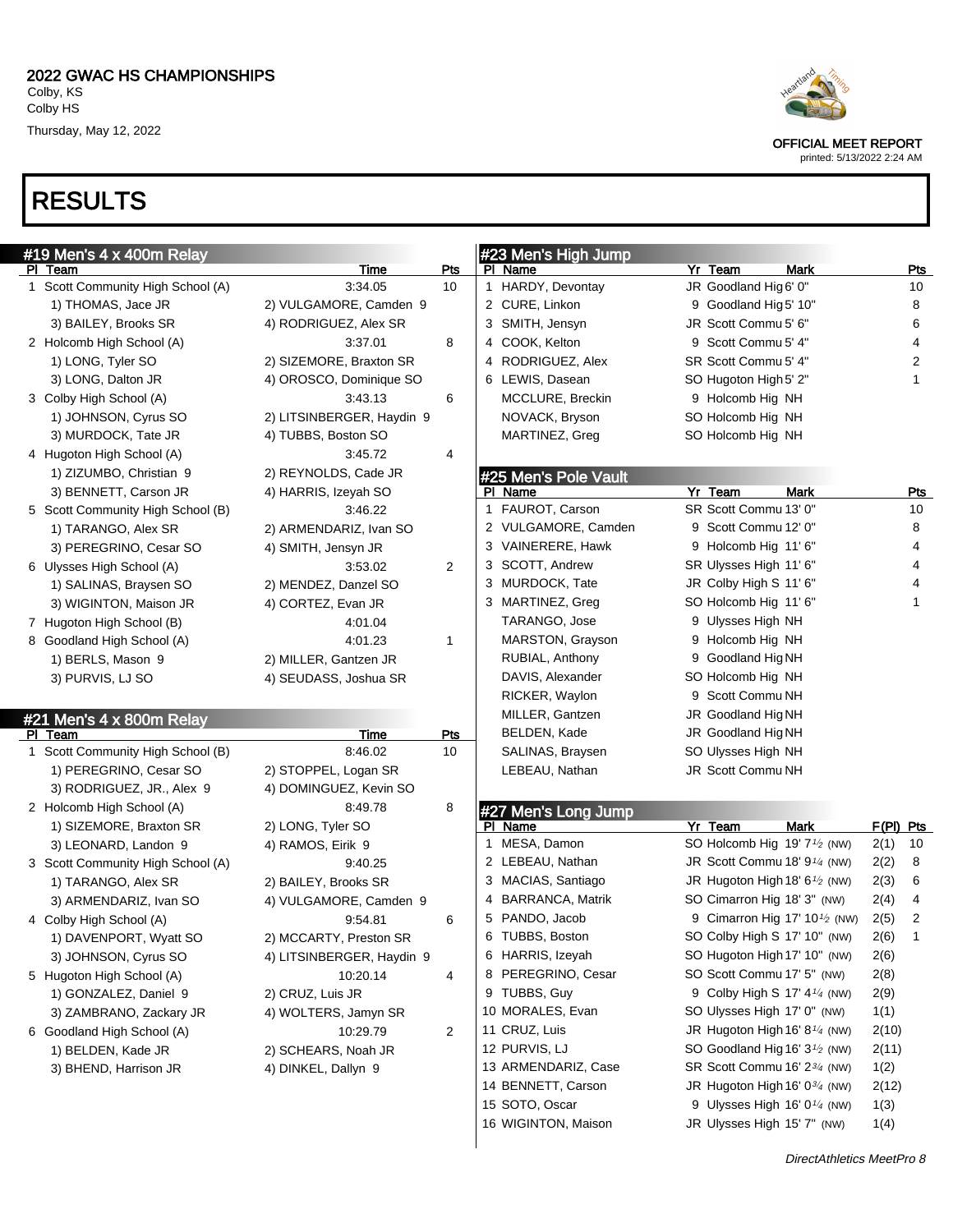# 2022 GWAC HS CHAMPIONSHIPS

Colby, KS
Colby HS
Thursday, May 12, 2022

OFFICIAL MEET REPORT
printed: 5/13/2022 2:24 AM

# RESULTS

## #19 Men's 4 x 400m Relay

| Pl | Team | Time | Pts |
|---|---|---|---|
| 1 | Scott Community High School (A) | 3:34.05 | 10 |
| | 1) THOMAS, Jace JR; 2) VULGAMORE, Camden 9; 3) BAILEY, Brooks SR; 4) RODRIGUEZ, Alex SR | | |
| 2 | Holcomb High School (A) | 3:37.01 | 8 |
| | 1) LONG, Tyler SO; 2) SIZEMORE, Braxton SR; 3) LONG, Dalton JR; 4) OROSCO, Dominique SO | | |
| 3 | Colby High School (A) | 3:43.13 | 6 |
| | 1) JOHNSON, Cyrus SO; 2) LITSINBERGER, Haydin 9; 3) MURDOCK, Tate JR; 4) TUBBS, Boston SO | | |
| 4 | Hugoton High School (A) | 3:45.72 | 4 |
| | 1) ZIZUMBO, Christian 9; 2) REYNOLDS, Cade JR; 3) BENNETT, Carson JR; 4) HARRIS, Izeyah SO | | |
| 5 | Scott Community High School (B) | 3:46.22 | |
| | 1) TARANGO, Alex SR; 2) ARMENDARIZ, Ivan SO; 3) PEREGRINO, Cesar SO; 4) SMITH, Jensyn JR | | |
| 6 | Ulysses High School (A) | 3:53.02 | 2 |
| | 1) SALINAS, Braysen SO; 2) MENDEZ, Danzel SO; 3) WIGINTON, Maison JR; 4) CORTEZ, Evan JR | | |
| 7 | Hugoton High School (B) | 4:01.04 | |
| 8 | Goodland High School (A) | 4:01.23 | 1 |
| | 1) BERLS, Mason 9; 2) MILLER, Gantzen JR; 3) PURVIS, LJ SO; 4) SEUDASS, Joshua SR | | |

## #21 Men's 4 x 800m Relay

| Pl | Team | Time | Pts |
|---|---|---|---|
| 1 | Scott Community High School (B) | 8:46.02 | 10 |
| | 1) PEREGRINO, Cesar SO; 2) STOPPEL, Logan SR; 3) RODRIGUEZ, JR., Alex 9; 4) DOMINGUEZ, Kevin SO | | |
| 2 | Holcomb High School (A) | 8:49.78 | 8 |
| | 1) SIZEMORE, Braxton SR; 2) LONG, Tyler SO; 3) LEONARD, Landon 9; 4) RAMOS, Eirik 9 | | |
| 3 | Scott Community High School (A) | 9:40.25 | |
| | 1) TARANGO, Alex SR; 2) BAILEY, Brooks SR; 3) ARMENDARIZ, Ivan SO; 4) VULGAMORE, Camden 9 | | |
| 4 | Colby High School (A) | 9:54.81 | 6 |
| | 1) DAVENPORT, Wyatt SO; 2) MCCARTY, Preston SR; 3) JOHNSON, Cyrus SO; 4) LITSINBERGER, Haydin 9 | | |
| 5 | Hugoton High School (A) | 10:20.14 | 4 |
| | 1) GONZALEZ, Daniel 9; 2) CRUZ, Luis JR; 3) ZAMBRANO, Zackary JR; 4) WOLTERS, Jamyn SR | | |
| 6 | Goodland High School (A) | 10:29.79 | 2 |
| | 1) BELDEN, Kade JR; 2) SCHEARS, Noah JR; 3) BHEND, Harrison JR; 4) DINKEL, Dallyn 9 | | |

## #23 Men's High Jump

| Pl | Name | Yr | Team | Mark | Pts |
|---|---|---|---|---|---|
| 1 | HARDY, Devontay | JR | Goodland Hig | 6' 0" | 10 |
| 2 | CURE, Linkon | 9 | Goodland Hig | 5' 10" | 8 |
| 3 | SMITH, Jensyn | JR | Scott Commu | 5' 6" | 6 |
| 4 | COOK, Kelton | 9 | Scott Commu | 5' 4" | 4 |
| 4 | RODRIGUEZ, Alex | SR | Scott Commu | 5' 4" | 2 |
| 6 | LEWIS, Dasean | SO | Hugoton High | 5' 2" | 1 |
| | MCCLURE, Breckin | 9 | Holcomb Hig | NH | |
| | NOVACK, Bryson | SO | Holcomb Hig | NH | |
| | MARTINEZ, Greg | SO | Holcomb Hig | NH | |

## #25 Men's Pole Vault

| Pl | Name | Yr | Team | Mark | Pts |
|---|---|---|---|---|---|
| 1 | FAUROT, Carson | SR | Scott Commu | 13' 0" | 10 |
| 2 | VULGAMORE, Camden | 9 | Scott Commu | 12' 0" | 8 |
| 3 | VAINERERE, Hawk | 9 | Holcomb Hig | 11' 6" | 4 |
| 3 | SCOTT, Andrew | SR | Ulysses High | 11' 6" | 4 |
| 3 | MURDOCK, Tate | JR | Colby High S | 11' 6" | 4 |
| 3 | MARTINEZ, Greg | SO | Holcomb Hig | 11' 6" | 1 |
| | TARANGO, Jose | 9 | Ulysses High | NH | |
| | MARSTON, Grayson | 9 | Holcomb Hig | NH | |
| | RUBIAL, Anthony | 9 | Goodland Hig | NH | |
| | DAVIS, Alexander | SO | Holcomb Hig | NH | |
| | RICKER, Waylon | 9 | Scott Commu | NH | |
| | MILLER, Gantzen | JR | Goodland Hig | NH | |
| | BELDEN, Kade | JR | Goodland Hig | NH | |
| | SALINAS, Braysen | SO | Ulysses High | NH | |
| | LEBEAU, Nathan | JR | Scott Commu | NH | |

## #27 Men's Long Jump

| Pl | Name | Yr | Team | Mark | F(Pl) | Pts |
|---|---|---|---|---|---|---|
| 1 | MESA, Damon | SO | Holcomb Hig | 19' 7½ (NW) | 2(1) | 10 |
| 2 | LEBEAU, Nathan | JR | Scott Commu | 18' 9¼ (NW) | 2(2) | 8 |
| 3 | MACIAS, Santiago | JR | Hugoton High | 18' 6½ (NW) | 2(3) | 6 |
| 4 | BARRANCA, Matrik | SO | Cimarron Hig | 18' 3" (NW) | 2(4) | 4 |
| 5 | PANDO, Jacob | 9 | Cimarron Hig | 17' 10½ (NW) | 2(5) | 2 |
| 6 | TUBBS, Boston | SO | Colby High S | 17' 10" (NW) | 2(6) | 1 |
| 6 | HARRIS, Izeyah | SO | Hugoton High | 17' 10" (NW) | 2(6) | |
| 8 | PEREGRINO, Cesar | SO | Scott Commu | 17' 5" (NW) | 2(8) | |
| 9 | TUBBS, Guy | 9 | Colby High S | 17' 4¼ (NW) | 2(9) | |
| 10 | MORALES, Evan | SO | Ulysses High | 17' 0" (NW) | 1(1) | |
| 11 | CRUZ, Luis | JR | Hugoton High | 16' 8¼ (NW) | 2(10) | |
| 12 | PURVIS, LJ | SO | Goodland Hig | 16' 3½ (NW) | 2(11) | |
| 13 | ARMENDARIZ, Case | SR | Scott Commu | 16' 2¾ (NW) | 1(2) | |
| 14 | BENNETT, Carson | JR | Hugoton High | 16' 0¾ (NW) | 2(12) | |
| 15 | SOTO, Oscar | 9 | Ulysses High | 16' 0¼ (NW) | 1(3) | |
| 16 | WIGINTON, Maison | JR | Ulysses High | 15' 7" (NW) | 1(4) | |

*DirectAthletics MeetPro 8*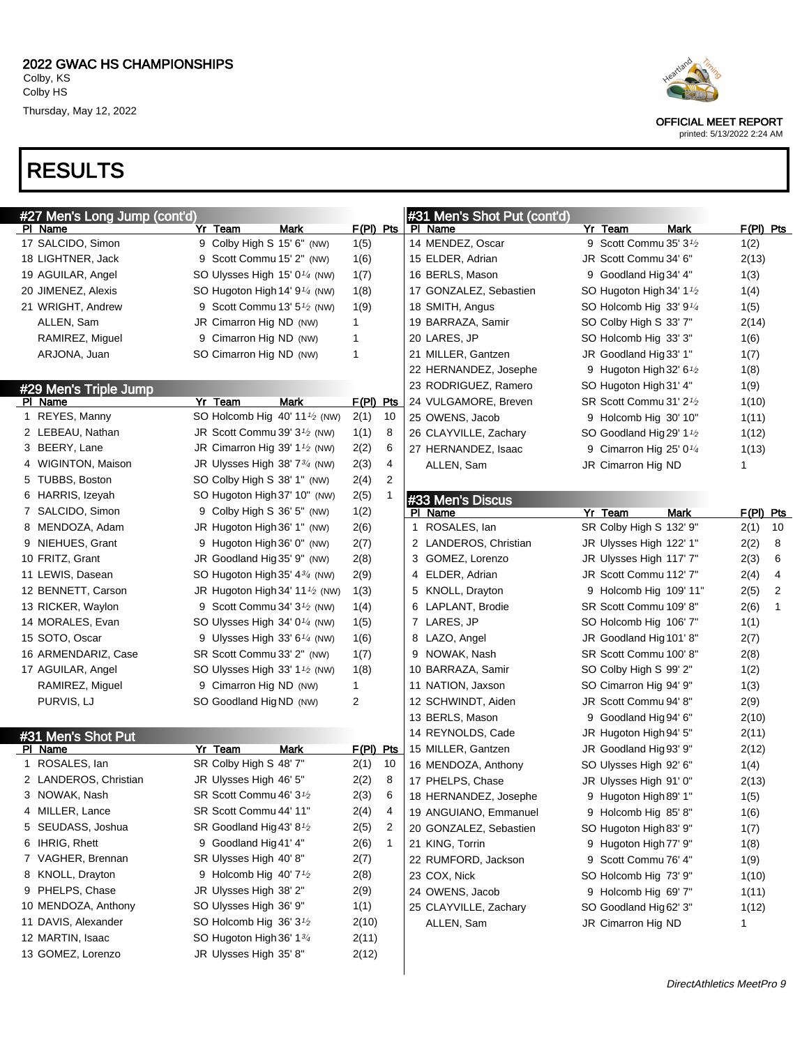2022 GWAC HS CHAMPIONSHIPS
Colby, KS
Colby HS
Thursday, May 12, 2022

OFFICIAL MEET REPORT
printed: 5/13/2022 2:24 AM

# RESULTS

## #27 Men's Long Jump (cont'd)

| Pl | Name | Yr | Team | Mark | F(Pl) | Pts |
|---|---|---|---|---|---|---|
| 17 | SALCIDO, Simon | 9 | Colby High S | 15' 6" (NW) | 1(5) | |
| 18 | LIGHTNER, Jack | 9 | Scott Commu | 15' 2" (NW) | 1(6) | |
| 19 | AGUILAR, Angel | SO | Ulysses High | 15' 0¼ (NW) | 1(7) | |
| 20 | JIMENEZ, Alexis | SO | Hugoton High | 14' 9¼ (NW) | 1(8) | |
| 21 | WRIGHT, Andrew | 9 | Scott Commu | 13' 5½ (NW) | 1(9) | |
| | ALLEN, Sam | JR | Cimarron Hig | ND (NW) | 1 | |
| | RAMIREZ, Miguel | 9 | Cimarron Hig | ND (NW) | 1 | |
| | ARJONA, Juan | SO | Cimarron Hig | ND (NW) | 1 | |

## #29 Men's Triple Jump

| Pl | Name | Yr | Team | Mark | F(Pl) | Pts |
|---|---|---|---|---|---|---|
| 1 | REYES, Manny | SO | Holcomb Hig | 40' 11½ (NW) | 2(1) | 10 |
| 2 | LEBEAU, Nathan | JR | Scott Commu | 39' 3½ (NW) | 1(1) | 8 |
| 3 | BEERY, Lane | JR | Cimarron Hig | 39' 1½ (NW) | 2(2) | 6 |
| 4 | WIGINTON, Maison | JR | Ulysses High | 38' 7¾ (NW) | 2(3) | 4 |
| 5 | TUBBS, Boston | SO | Colby High S | 38' 1" (NW) | 2(4) | 2 |
| 6 | HARRIS, Izeyah | SO | Hugoton High | 37' 10" (NW) | 2(5) | 1 |
| 7 | SALCIDO, Simon | 9 | Colby High S | 36' 5" (NW) | 1(2) | |
| 8 | MENDOZA, Adam | JR | Hugoton High | 36' 1" (NW) | 2(6) | |
| 9 | NIEHUES, Grant | 9 | Hugoton High | 36' 0" (NW) | 2(7) | |
| 10 | FRITZ, Grant | JR | Goodland Hig | 35' 9" (NW) | 2(8) | |
| 11 | LEWIS, Dasean | SO | Hugoton High | 35' 4¾ (NW) | 2(9) | |
| 12 | BENNETT, Carson | JR | Hugoton High | 34' 11½ (NW) | 1(3) | |
| 13 | RICKER, Waylon | 9 | Scott Commu | 34' 3½ (NW) | 1(4) | |
| 14 | MORALES, Evan | SO | Ulysses High | 34' 0¼ (NW) | 1(5) | |
| 15 | SOTO, Oscar | 9 | Ulysses High | 33' 6¼ (NW) | 1(6) | |
| 16 | ARMENDARIZ, Case | SR | Scott Commu | 33' 2" (NW) | 1(7) | |
| 17 | AGUILAR, Angel | SO | Ulysses High | 33' 1½ (NW) | 1(8) | |
| | RAMIREZ, Miguel | 9 | Cimarron Hig | ND (NW) | 1 | |
| | PURVIS, LJ | SO | Goodland Hig | ND (NW) | 2 | |

## #31 Men's Shot Put

| Pl | Name | Yr | Team | Mark | F(Pl) | Pts |
|---|---|---|---|---|---|---|
| 1 | ROSALES, Ian | SR | Colby High S | 48' 7" | 2(1) | 10 |
| 2 | LANDEROS, Christian | JR | Ulysses High | 46' 5" | 2(2) | 8 |
| 3 | NOWAK, Nash | SR | Scott Commu | 46' 3½ | 2(3) | 6 |
| 4 | MILLER, Lance | SR | Scott Commu | 44' 11" | 2(4) | 4 |
| 5 | SEUDASS, Joshua | SR | Goodland Hig | 43' 8½ | 2(5) | 2 |
| 6 | IHRIG, Rhett | 9 | Goodland Hig | 41' 4" | 2(6) | 1 |
| 7 | VAGHER, Brennan | SR | Ulysses High | 40' 8" | 2(7) | |
| 8 | KNOLL, Drayton | 9 | Holcomb Hig | 40' 7½ | 2(8) | |
| 9 | PHELPS, Chase | JR | Ulysses High | 38' 2" | 2(9) | |
| 10 | MENDOZA, Anthony | SO | Ulysses High | 36' 9" | 1(1) | |
| 11 | DAVIS, Alexander | SO | Holcomb Hig | 36' 3½ | 2(10) | |
| 12 | MARTIN, Isaac | SO | Hugoton High | 36' 1¾ | 2(11) | |
| 13 | GOMEZ, Lorenzo | JR | Ulysses High | 35' 8" | 2(12) | |
| 14 | MENDEZ, Oscar | 9 | Scott Commu | 35' 3½ | 1(2) | |
| 15 | ELDER, Adrian | JR | Scott Commu | 34' 6" | 2(13) | |
| 16 | BERLS, Mason | 9 | Goodland Hig | 34' 4" | 1(3) | |
| 17 | GONZALEZ, Sebastien | SO | Hugoton High | 34' 1½ | 1(4) | |
| 18 | SMITH, Angus | SO | Holcomb Hig | 33' 9¼ | 1(5) | |
| 19 | BARRAZA, Samir | SO | Colby High S | 33' 7" | 2(14) | |
| 20 | LARES, JP | SO | Holcomb Hig | 33' 3" | 1(6) | |
| 21 | MILLER, Gantzen | JR | Goodland Hig | 33' 1" | 1(7) | |
| 22 | HERNANDEZ, Josephe | 9 | Hugoton High | 32' 6½ | 1(8) | |
| 23 | RODRIGUEZ, Ramero | SO | Hugoton High | 31' 4" | 1(9) | |
| 24 | VULGAMORE, Breven | SR | Scott Commu | 31' 2½ | 1(10) | |
| 25 | OWENS, Jacob | 9 | Holcomb Hig | 30' 10" | 1(11) | |
| 26 | CLAYVILLE, Zachary | SO | Goodland Hig | 29' 1½ | 1(12) | |
| 27 | HERNANDEZ, Isaac | 9 | Cimarron Hig | 25' 0¼ | 1(13) | |
| | ALLEN, Sam | JR | Cimarron Hig | ND | 1 | |

## #33 Men's Discus

| Pl | Name | Yr | Team | Mark | F(Pl) | Pts |
|---|---|---|---|---|---|---|
| 1 | ROSALES, Ian | SR | Colby High S | 132' 9" | 2(1) | 10 |
| 2 | LANDEROS, Christian | JR | Ulysses High | 122' 1" | 2(2) | 8 |
| 3 | GOMEZ, Lorenzo | JR | Ulysses High | 117' 7" | 2(3) | 6 |
| 4 | ELDER, Adrian | JR | Scott Commu | 112' 7" | 2(4) | 4 |
| 5 | KNOLL, Drayton | 9 | Holcomb Hig | 109' 11" | 2(5) | 2 |
| 6 | LAPLANT, Brodie | SR | Scott Commu | 109' 8" | 2(6) | 1 |
| 7 | LARES, JP | SO | Holcomb Hig | 106' 7" | 1(1) | |
| 8 | LAZO, Angel | JR | Goodland Hig | 101' 8" | 2(7) | |
| 9 | NOWAK, Nash | SR | Scott Commu | 100' 8" | 2(8) | |
| 10 | BARRAZA, Samir | SO | Colby High S | 99' 2" | 1(2) | |
| 11 | NATION, Jaxson | SO | Cimarron Hig | 94' 9" | 1(3) | |
| 12 | SCHWINDT, Aiden | JR | Scott Commu | 94' 8" | 2(9) | |
| 13 | BERLS, Mason | 9 | Goodland Hig | 94' 6" | 2(10) | |
| 14 | REYNOLDS, Cade | JR | Hugoton High | 94' 5" | 2(11) | |
| 15 | MILLER, Gantzen | JR | Goodland Hig | 93' 9" | 2(12) | |
| 16 | MENDOZA, Anthony | SO | Ulysses High | 92' 6" | 1(4) | |
| 17 | PHELPS, Chase | JR | Ulysses High | 91' 0" | 2(13) | |
| 18 | HERNANDEZ, Josephe | 9 | Hugoton High | 89' 1" | 1(5) | |
| 19 | ANGUIANO, Emmanuel | 9 | Holcomb Hig | 85' 8" | 1(6) | |
| 20 | GONZALEZ, Sebastien | SO | Hugoton High | 83' 9" | 1(7) | |
| 21 | KING, Torrin | 9 | Hugoton High | 77' 9" | 1(8) | |
| 22 | RUMFORD, Jackson | 9 | Scott Commu | 76' 4" | 1(9) | |
| 23 | COX, Nick | SO | Holcomb Hig | 73' 9" | 1(10) | |
| 24 | OWENS, Jacob | 9 | Holcomb Hig | 69' 7" | 1(11) | |
| 25 | CLAYVILLE, Zachary | SO | Goodland Hig | 62' 3" | 1(12) | |
| | ALLEN, Sam | JR | Cimarron Hig | ND | 1 | |

*DirectAthletics MeetPro 9*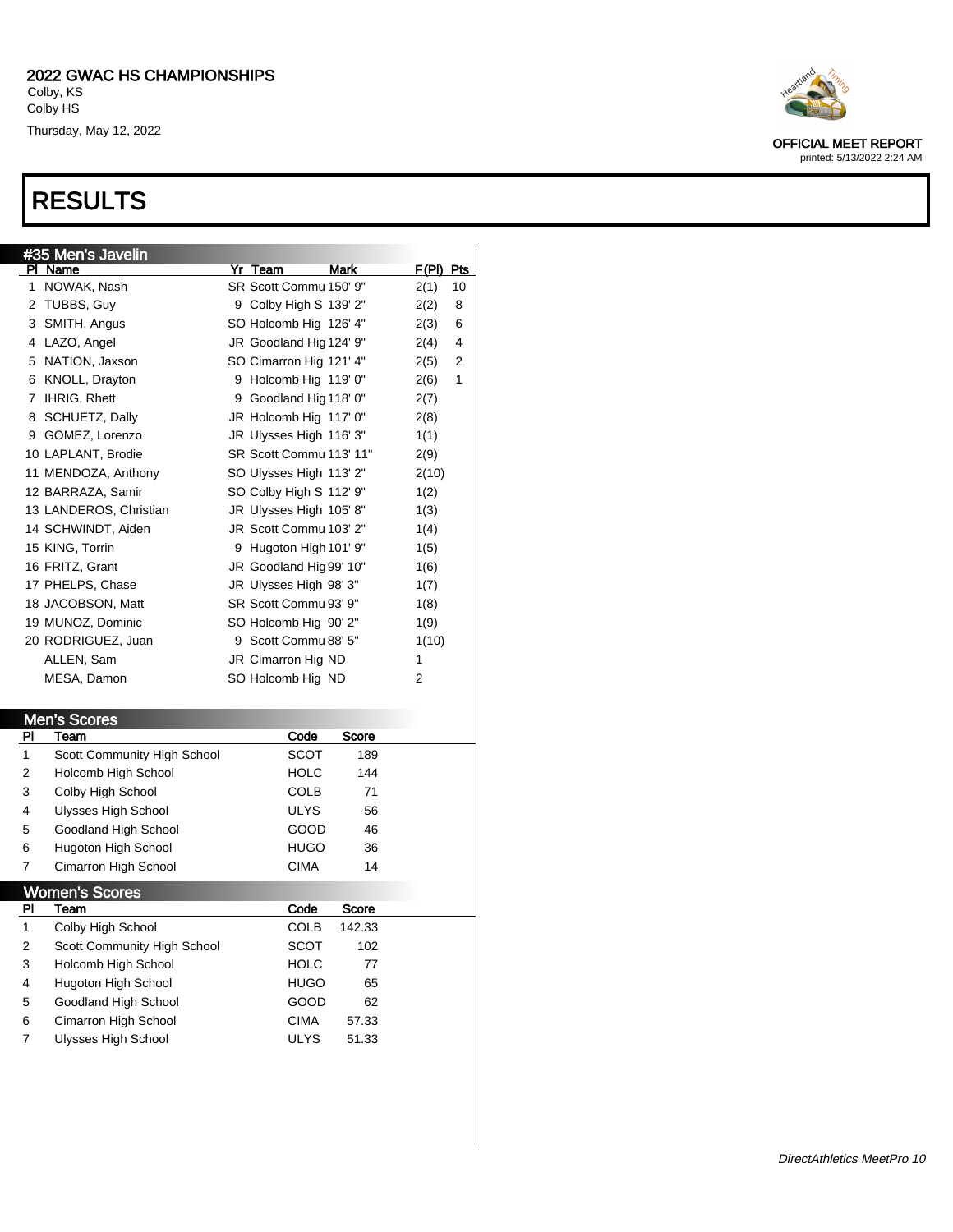# 2022 GWAC HS CHAMPIONSHIPS

Colby, KS
Colby HS
Thursday, May 12, 2022

OFFICIAL MEET REPORT
printed: 5/13/2022 2:24 AM

# RESULTS

## #35 Men's Javelin

| Pl | Name | Yr | Team | Mark | F(Pl) | Pts |
|---|---|---|---|---|---|---|
| 1 | NOWAK, Nash | SR | Scott Commu | 150' 9" | 2(1) | 10 |
| 2 | TUBBS, Guy | 9 | Colby High S | 139' 2" | 2(2) | 8 |
| 3 | SMITH, Angus | SO | Holcomb Hig | 126' 4" | 2(3) | 6 |
| 4 | LAZO, Angel | JR | Goodland Hig | 124' 9" | 2(4) | 4 |
| 5 | NATION, Jaxson | SO | Cimarron Hig | 121' 4" | 2(5) | 2 |
| 6 | KNOLL, Drayton | 9 | Holcomb Hig | 119' 0" | 2(6) | 1 |
| 7 | IHRIG, Rhett | 9 | Goodland Hig | 118' 0" | 2(7) | |
| 8 | SCHUETZ, Dally | JR | Holcomb Hig | 117' 0" | 2(8) | |
| 9 | GOMEZ, Lorenzo | JR | Ulysses High | 116' 3" | 1(1) | |
| 10 | LAPLANT, Brodie | SR | Scott Commu | 113' 11" | 2(9) | |
| 11 | MENDOZA, Anthony | SO | Ulysses High | 113' 2" | 2(10) | |
| 12 | BARRAZA, Samir | SO | Colby High S | 112' 9" | 1(2) | |
| 13 | LANDEROS, Christian | JR | Ulysses High | 105' 8" | 1(3) | |
| 14 | SCHWINDT, Aiden | JR | Scott Commu | 103' 2" | 1(4) | |
| 15 | KING, Torrin | 9 | Hugoton High | 101' 9" | 1(5) | |
| 16 | FRITZ, Grant | JR | Goodland Hig | 99' 10" | 1(6) | |
| 17 | PHELPS, Chase | JR | Ulysses High | 98' 3" | 1(7) | |
| 18 | JACOBSON, Matt | SR | Scott Commu | 93' 9" | 1(8) | |
| 19 | MUNOZ, Dominic | SO | Holcomb Hig | 90' 2" | 1(9) | |
| 20 | RODRIGUEZ, Juan | 9 | Scott Commu | 88' 5" | 1(10) | |
| | ALLEN, Sam | JR | Cimarron Hig | ND | 1 | |
| | MESA, Damon | SO | Holcomb Hig | ND | 2 | |

## Men's Scores

| Pl | Team | Code | Score |
|---|---|---|---|
| 1 | Scott Community High School | SCOT | 189 |
| 2 | Holcomb High School | HOLC | 144 |
| 3 | Colby High School | COLB | 71 |
| 4 | Ulysses High School | ULYS | 56 |
| 5 | Goodland High School | GOOD | 46 |
| 6 | Hugoton High School | HUGO | 36 |
| 7 | Cimarron High School | CIMA | 14 |

## Women's Scores

| Pl | Team | Code | Score |
|---|---|---|---|
| 1 | Colby High School | COLB | 142.33 |
| 2 | Scott Community High School | SCOT | 102 |
| 3 | Holcomb High School | HOLC | 77 |
| 4 | Hugoton High School | HUGO | 65 |
| 5 | Goodland High School | GOOD | 62 |
| 6 | Cimarron High School | CIMA | 57.33 |
| 7 | Ulysses High School | ULYS | 51.33 |

*DirectAthletics MeetPro 10*